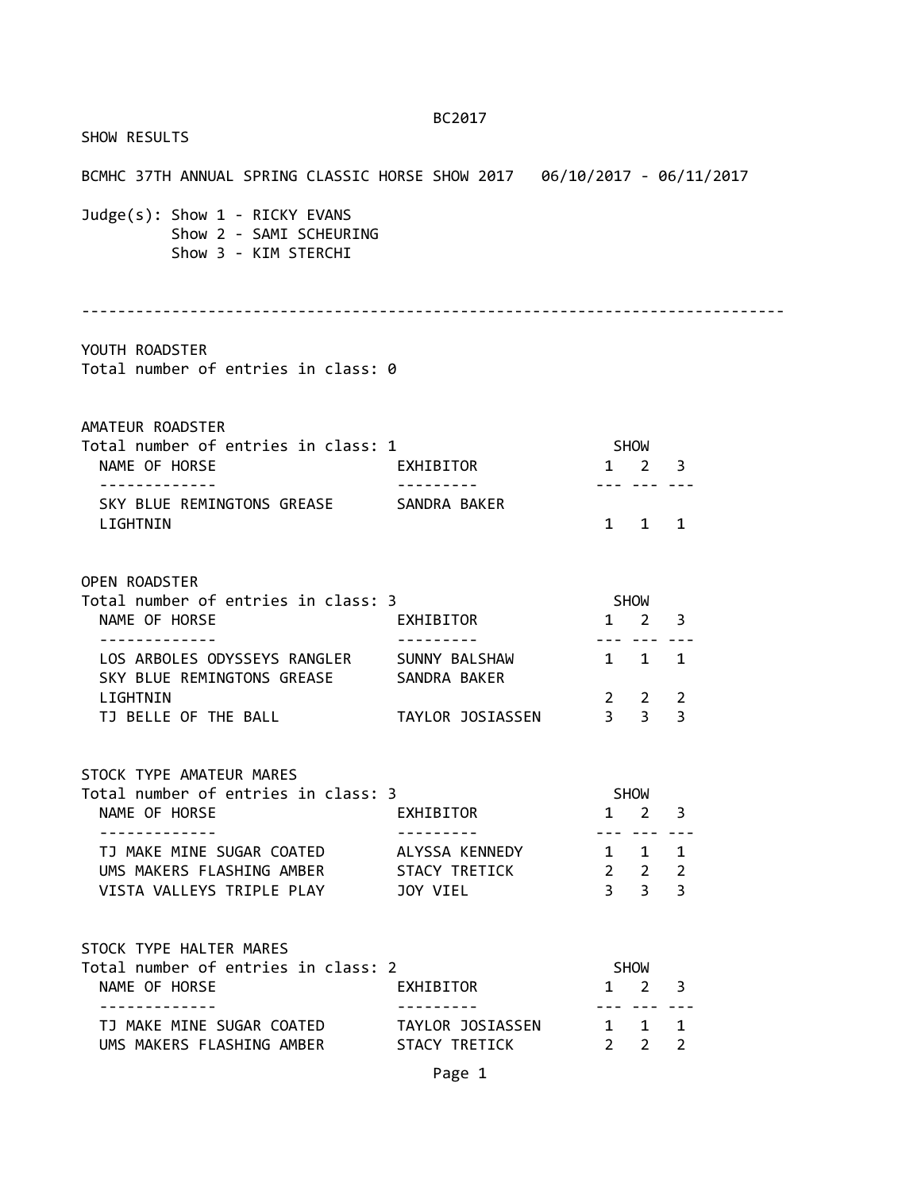BC2017

SHOW RESULTS

BCMHC 37TH ANNUAL SPRING CLASSIC HORSE SHOW 2017 06/10/2017 - 06/11/2017

Judge(s): Show 1 - RICKY EVANS
Show 2 - SAMI SCHEURING
Show 3 - KIM STERCHI

---

YOUTH ROADSTER
Total number of entries in class: 0

AMATEUR ROADSTER
Total number of entries in class: 1

| NAME OF HORSE | EXHIBITOR | SHOW 1 | SHOW 2 | SHOW 3 |
|---|---|---|---|---|
| SKY BLUE REMINGTONS GREASE LIGHTNIN | SANDRA BAKER | 1 | 1 | 1 |

OPEN ROADSTER
Total number of entries in class: 3

| NAME OF HORSE | EXHIBITOR | SHOW 1 | SHOW 2 | SHOW 3 |
|---|---|---|---|---|
| LOS ARBOLES ODYSSEYS RANGLER | SUNNY BALSHAW | 1 | 1 | 1 |
| SKY BLUE REMINGTONS GREASE LIGHTNIN | SANDRA BAKER | 2 | 2 | 2 |
| TJ BELLE OF THE BALL | TAYLOR JOSIASSEN | 3 | 3 | 3 |

STOCK TYPE AMATEUR MARES
Total number of entries in class: 3

| NAME OF HORSE | EXHIBITOR | SHOW 1 | SHOW 2 | SHOW 3 |
|---|---|---|---|---|
| TJ MAKE MINE SUGAR COATED | ALYSSA KENNEDY | 1 | 1 | 1 |
| UMS MAKERS FLASHING AMBER | STACY TRETICK | 2 | 2 | 2 |
| VISTA VALLEYS TRIPLE PLAY | JOY VIEL | 3 | 3 | 3 |

STOCK TYPE HALTER MARES
Total number of entries in class: 2

| NAME OF HORSE | EXHIBITOR | SHOW 1 | SHOW 2 | SHOW 3 |
|---|---|---|---|---|
| TJ MAKE MINE SUGAR COATED | TAYLOR JOSIASSEN | 1 | 1 | 1 |
| UMS MAKERS FLASHING AMBER | STACY TRETICK | 2 | 2 | 2 |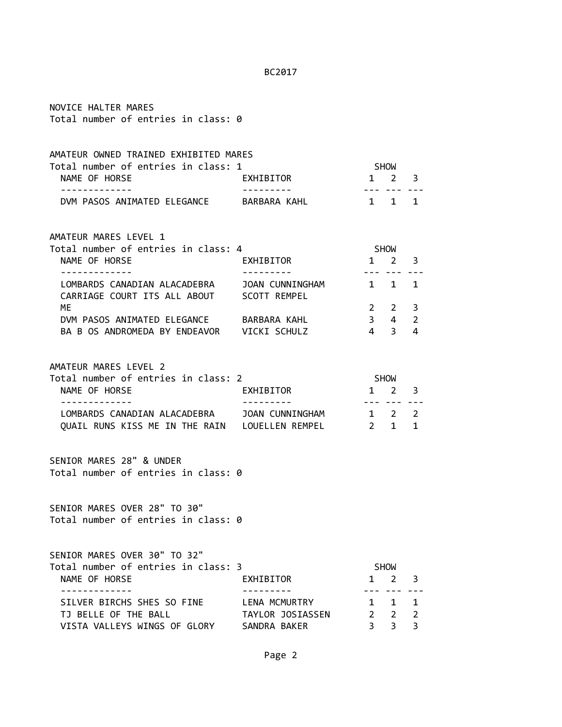NOVICE HALTER MARES
Total number of entries in class: 0

AMATEUR OWNED TRAINED EXHIBITED MARES
Total number of entries in class: 1

| NAME OF HORSE | EXHIBITOR | SHOW 1 | SHOW 2 | SHOW 3 |
|---|---|---|---|---|
| DVM PASOS ANIMATED ELEGANCE | BARBARA KAHL | 1 | 1 | 1 |

AMATEUR MARES LEVEL 1
Total number of entries in class: 4

| NAME OF HORSE | EXHIBITOR | SHOW 1 | SHOW 2 | SHOW 3 |
|---|---|---|---|---|
| LOMBARDS CANADIAN ALACADEBRA | JOAN CUNNINGHAM | 1 | 1 | 1 |
| CARRIAGE COURT ITS ALL ABOUT ME | SCOTT REMPEL | 2 | 2 | 3 |
| DVM PASOS ANIMATED ELEGANCE | BARBARA KAHL | 3 | 4 | 2 |
| BA B OS ANDROMEDA BY ENDEAVOR | VICKI SCHULZ | 4 | 3 | 4 |

AMATEUR MARES LEVEL 2
Total number of entries in class: 2

| NAME OF HORSE | EXHIBITOR | SHOW 1 | SHOW 2 | SHOW 3 |
|---|---|---|---|---|
| LOMBARDS CANADIAN ALACADEBRA | JOAN CUNNINGHAM | 1 | 2 | 2 |
| QUAIL RUNS KISS ME IN THE RAIN | LOUELLEN REMPEL | 2 | 1 | 1 |

SENIOR MARES 28" & UNDER
Total number of entries in class: 0

SENIOR MARES OVER 28" TO 30"
Total number of entries in class: 0

SENIOR MARES OVER 30" TO 32"
Total number of entries in class: 3

| NAME OF HORSE | EXHIBITOR | SHOW 1 | SHOW 2 | SHOW 3 |
|---|---|---|---|---|
| SILVER BIRCHS SHES SO FINE | LENA MCMURTRY | 1 | 1 | 1 |
| TJ BELLE OF THE BALL | TAYLOR JOSIASSEN | 2 | 2 | 2 |
| VISTA VALLEYS WINGS OF GLORY | SANDRA BAKER | 3 | 3 | 3 |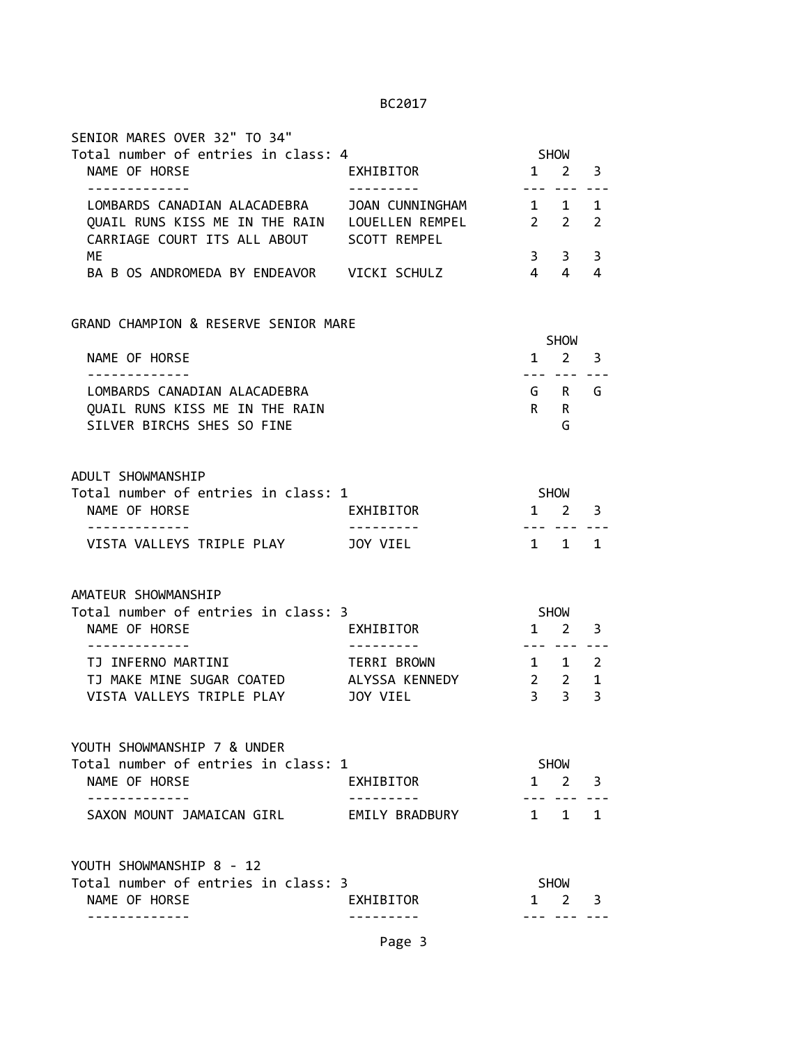SENIOR MARES OVER 32" TO 34"

Total number of entries in class: 4

| NAME OF HORSE | EXHIBITOR | SHOW 1 | 2 | 3 |
|---|---|---|---|---|
| LOMBARDS CANADIAN ALACADEBRA | JOAN CUNNINGHAM | 1 | 1 | 1 |
| QUAIL RUNS KISS ME IN THE RAIN | LOUELLEN REMPEL | 2 | 2 | 2 |
| CARRIAGE COURT ITS ALL ABOUT ME | SCOTT REMPEL | 3 | 3 | 3 |
| BA B OS ANDROMEDA BY ENDEAVOR | VICKI SCHULZ | 4 | 4 | 4 |

GRAND CHAMPION & RESERVE SENIOR MARE

| NAME OF HORSE | SHOW 1 | 2 | 3 |
|---|---|---|---|
| LOMBARDS CANADIAN ALACADEBRA | G | R | G |
| QUAIL RUNS KISS ME IN THE RAIN | R | R | |
| SILVER BIRCHS SHES SO FINE | | G | |

ADULT SHOWMANSHIP

Total number of entries in class: 1

| NAME OF HORSE | EXHIBITOR | SHOW 1 | 2 | 3 |
|---|---|---|---|---|
| VISTA VALLEYS TRIPLE PLAY | JOY VIEL | 1 | 1 | 1 |

AMATEUR SHOWMANSHIP

Total number of entries in class: 3

| NAME OF HORSE | EXHIBITOR | SHOW 1 | 2 | 3 |
|---|---|---|---|---|
| TJ INFERNO MARTINI | TERRI BROWN | 1 | 1 | 2 |
| TJ MAKE MINE SUGAR COATED | ALYSSA KENNEDY | 2 | 2 | 1 |
| VISTA VALLEYS TRIPLE PLAY | JOY VIEL | 3 | 3 | 3 |

YOUTH SHOWMANSHIP 7 & UNDER

Total number of entries in class: 1

| NAME OF HORSE | EXHIBITOR | SHOW 1 | 2 | 3 |
|---|---|---|---|---|
| SAXON MOUNT JAMAICAN GIRL | EMILY BRADBURY | 1 | 1 | 1 |

YOUTH SHOWMANSHIP 8 - 12

Total number of entries in class: 3

| NAME OF HORSE | EXHIBITOR | SHOW 1 | 2 | 3 |
|---|---|---|---|---|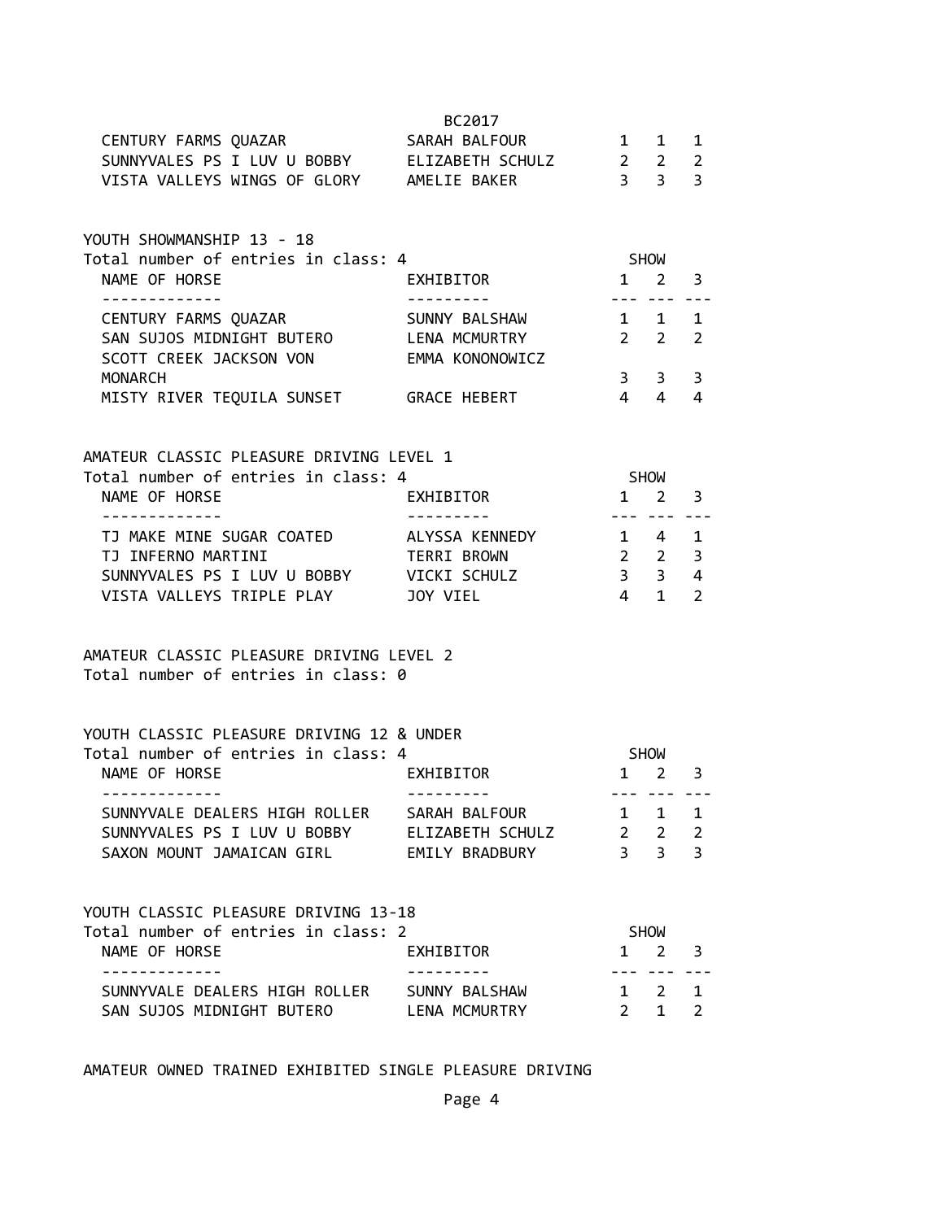| NAME OF HORSE | EXHIBITOR | SHOW 1 | 2 | 3 |
|---|---|---|---|---|
| CENTURY FARMS QUAZAR | SARAH BALFOUR | 1 | 1 | 1 |
| SUNNYVALES PS I LUV U BOBBY | ELIZABETH SCHULZ | 2 | 2 | 2 |
| VISTA VALLEYS WINGS OF GLORY | AMELIE BAKER | 3 | 3 | 3 |

## YOUTH SHOWMANSHIP 13 - 18

Total number of entries in class: 4

| NAME OF HORSE | EXHIBITOR | SHOW 1 | 2 | 3 |
|---|---|---|---|---|
| CENTURY FARMS QUAZAR | SUNNY BALSHAW | 1 | 1 | 1 |
| SAN SUJOS MIDNIGHT BUTERO | LENA MCMURTRY | 2 | 2 | 2 |
| SCOTT CREEK JACKSON VON MONARCH | EMMA KONONOWICZ | 3 | 3 | 3 |
| MISTY RIVER TEQUILA SUNSET | GRACE HEBERT | 4 | 4 | 4 |

## AMATEUR CLASSIC PLEASURE DRIVING LEVEL 1

Total number of entries in class: 4

| NAME OF HORSE | EXHIBITOR | SHOW 1 | 2 | 3 |
|---|---|---|---|---|
| TJ MAKE MINE SUGAR COATED | ALYSSA KENNEDY | 1 | 4 | 1 |
| TJ INFERNO MARTINI | TERRI BROWN | 2 | 2 | 3 |
| SUNNYVALES PS I LUV U BOBBY | VICKI SCHULZ | 3 | 3 | 4 |
| VISTA VALLEYS TRIPLE PLAY | JOY VIEL | 4 | 1 | 2 |

## AMATEUR CLASSIC PLEASURE DRIVING LEVEL 2

Total number of entries in class: 0

## YOUTH CLASSIC PLEASURE DRIVING 12 & UNDER

Total number of entries in class: 4

| NAME OF HORSE | EXHIBITOR | SHOW 1 | 2 | 3 |
|---|---|---|---|---|
| SUNNYVALE DEALERS HIGH ROLLER | SARAH BALFOUR | 1 | 1 | 1 |
| SUNNYVALES PS I LUV U BOBBY | ELIZABETH SCHULZ | 2 | 2 | 2 |
| SAXON MOUNT JAMAICAN GIRL | EMILY BRADBURY | 3 | 3 | 3 |

## YOUTH CLASSIC PLEASURE DRIVING 13-18

Total number of entries in class: 2

| NAME OF HORSE | EXHIBITOR | SHOW 1 | 2 | 3 |
|---|---|---|---|---|
| SUNNYVALE DEALERS HIGH ROLLER | SUNNY BALSHAW | 1 | 2 | 1 |
| SAN SUJOS MIDNIGHT BUTERO | LENA MCMURTRY | 2 | 1 | 2 |

## AMATEUR OWNED TRAINED EXHIBITED SINGLE PLEASURE DRIVING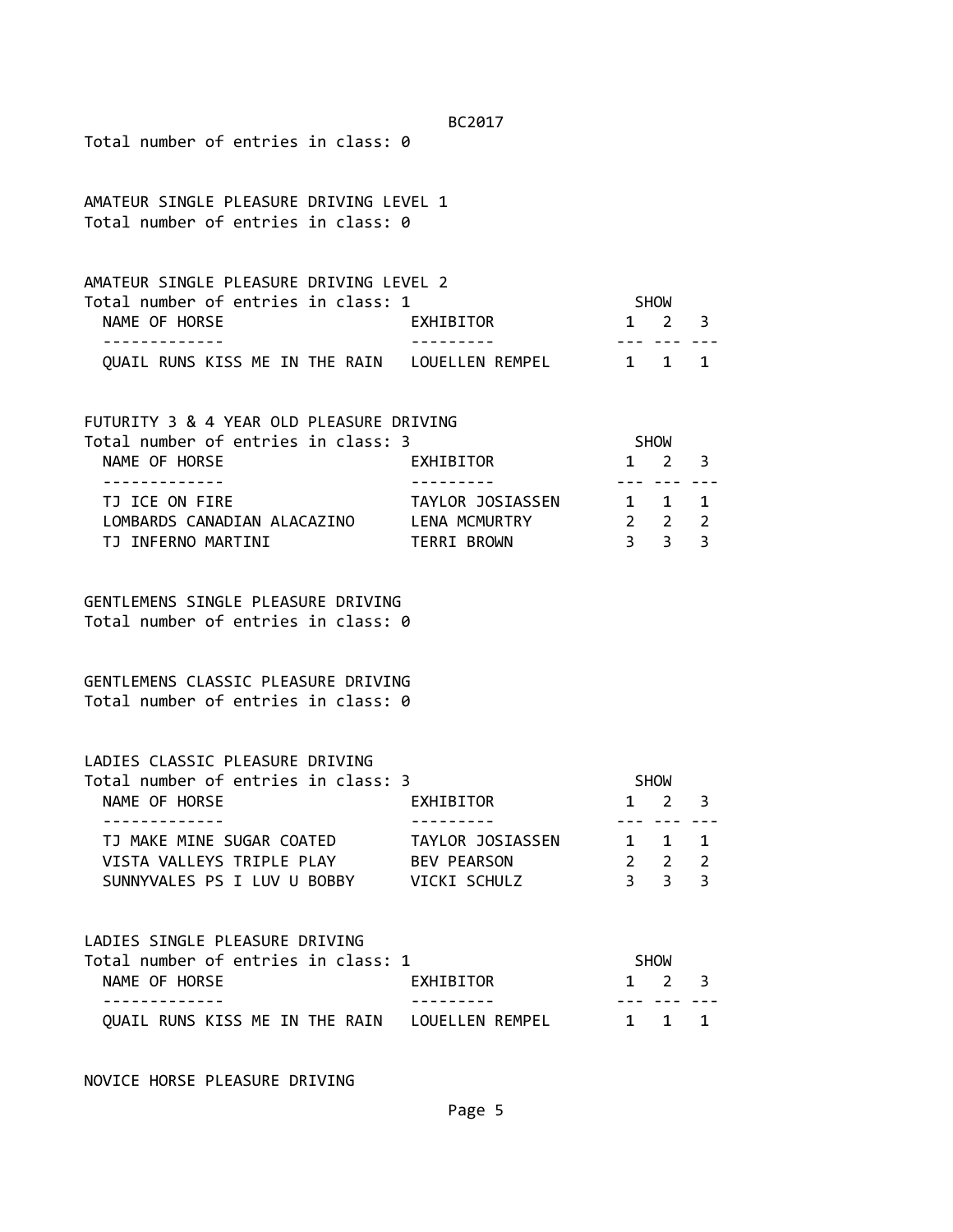Total number of entries in class: 0

AMATEUR SINGLE PLEASURE DRIVING LEVEL 1

Total number of entries in class: 0

AMATEUR SINGLE PLEASURE DRIVING LEVEL 2

Total number of entries in class: 1

| NAME OF HORSE | EXHIBITOR | SHOW 1 | 2 | 3 |
|---|---|---|---|---|
| QUAIL RUNS KISS ME IN THE RAIN | LOUELLEN REMPEL | 1 | 1 | 1 |

FUTURITY 3 & 4 YEAR OLD PLEASURE DRIVING

Total number of entries in class: 3

| NAME OF HORSE | EXHIBITOR | SHOW 1 | 2 | 3 |
|---|---|---|---|---|
| TJ ICE ON FIRE | TAYLOR JOSIASSEN | 1 | 1 | 1 |
| LOMBARDS CANADIAN ALACAZINO | LENA MCMURTRY | 2 | 2 | 2 |
| TJ INFERNO MARTINI | TERRI BROWN | 3 | 3 | 3 |

GENTLEMENS SINGLE PLEASURE DRIVING

Total number of entries in class: 0

GENTLEMENS CLASSIC PLEASURE DRIVING

Total number of entries in class: 0

LADIES CLASSIC PLEASURE DRIVING

Total number of entries in class: 3

| NAME OF HORSE | EXHIBITOR | SHOW 1 | 2 | 3 |
|---|---|---|---|---|
| TJ MAKE MINE SUGAR COATED | TAYLOR JOSIASSEN | 1 | 1 | 1 |
| VISTA VALLEYS TRIPLE PLAY | BEV PEARSON | 2 | 2 | 2 |
| SUNNYVALES PS I LUV U BOBBY | VICKI SCHULZ | 3 | 3 | 3 |

LADIES SINGLE PLEASURE DRIVING

Total number of entries in class: 1

| NAME OF HORSE | EXHIBITOR | SHOW 1 | 2 | 3 |
|---|---|---|---|---|
| QUAIL RUNS KISS ME IN THE RAIN | LOUELLEN REMPEL | 1 | 1 | 1 |

NOVICE HORSE PLEASURE DRIVING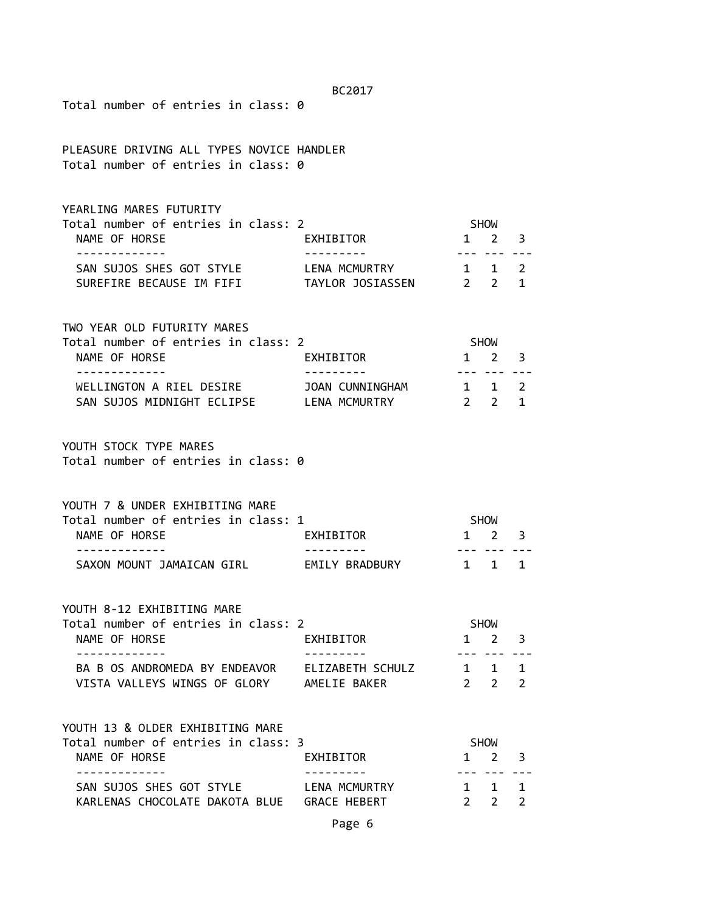Total number of entries in class: 0

PLEASURE DRIVING ALL TYPES NOVICE HANDLER
Total number of entries in class: 0

YEARLING MARES FUTURITY
Total number of entries in class: 2

| NAME OF HORSE | EXHIBITOR | SHOW 1 | SHOW 2 | SHOW 3 |
|---|---|---|---|---|
| SAN SUJOS SHES GOT STYLE | LENA MCMURTRY | 1 | 1 | 2 |
| SUREFIRE BECAUSE IM FIFI | TAYLOR JOSIASSEN | 2 | 2 | 1 |

TWO YEAR OLD FUTURITY MARES
Total number of entries in class: 2

| NAME OF HORSE | EXHIBITOR | SHOW 1 | SHOW 2 | SHOW 3 |
|---|---|---|---|---|
| WELLINGTON A RIEL DESIRE | JOAN CUNNINGHAM | 1 | 1 | 2 |
| SAN SUJOS MIDNIGHT ECLIPSE | LENA MCMURTRY | 2 | 2 | 1 |

YOUTH STOCK TYPE MARES
Total number of entries in class: 0

YOUTH 7 & UNDER EXHIBITING MARE
Total number of entries in class: 1

| NAME OF HORSE | EXHIBITOR | SHOW 1 | SHOW 2 | SHOW 3 |
|---|---|---|---|---|
| SAXON MOUNT JAMAICAN GIRL | EMILY BRADBURY | 1 | 1 | 1 |

YOUTH 8-12 EXHIBITING MARE
Total number of entries in class: 2

| NAME OF HORSE | EXHIBITOR | SHOW 1 | SHOW 2 | SHOW 3 |
|---|---|---|---|---|
| BA B OS ANDROMEDA BY ENDEAVOR | ELIZABETH SCHULZ | 1 | 1 | 1 |
| VISTA VALLEYS WINGS OF GLORY | AMELIE BAKER | 2 | 2 | 2 |

YOUTH 13 & OLDER EXHIBITING MARE
Total number of entries in class: 3

| NAME OF HORSE | EXHIBITOR | SHOW 1 | SHOW 2 | SHOW 3 |
|---|---|---|---|---|
| SAN SUJOS SHES GOT STYLE | LENA MCMURTRY | 1 | 1 | 1 |
| KARLENAS CHOCOLATE DAKOTA BLUE | GRACE HEBERT | 2 | 2 | 2 |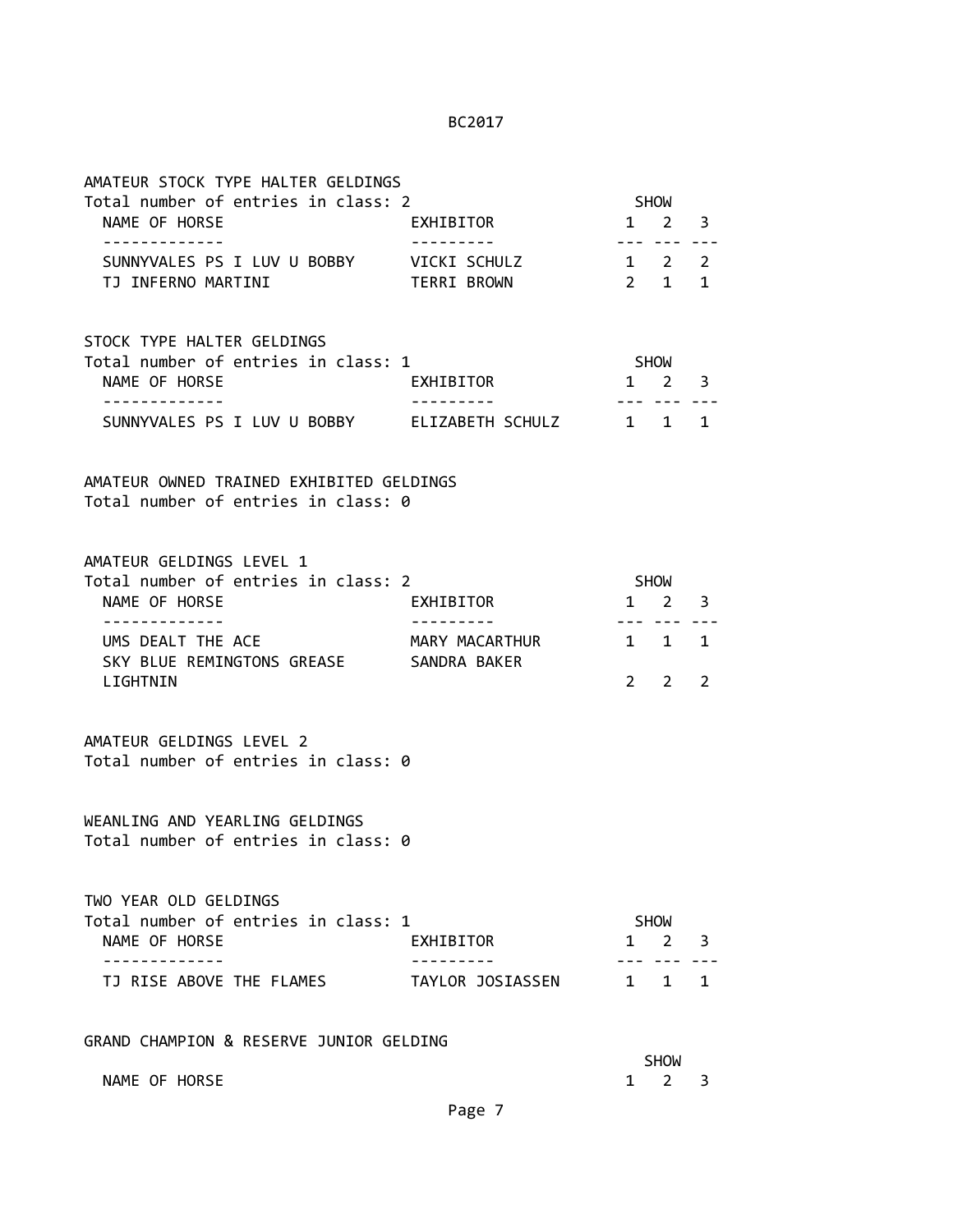## AMATEUR STOCK TYPE HALTER GELDINGS

Total number of entries in class: 2

| NAME OF HORSE | EXHIBITOR | SHOW 1 | SHOW 2 | SHOW 3 |
|---|---|---|---|---|
| SUNNYVALES PS I LUV U BOBBY | VICKI SCHULZ | 1 | 2 | 2 |
| TJ INFERNO MARTINI | TERRI BROWN | 2 | 1 | 1 |

## STOCK TYPE HALTER GELDINGS

Total number of entries in class: 1

| NAME OF HORSE | EXHIBITOR | SHOW 1 | SHOW 2 | SHOW 3 |
|---|---|---|---|---|
| SUNNYVALES PS I LUV U BOBBY | ELIZABETH SCHULZ | 1 | 1 | 1 |

## AMATEUR OWNED TRAINED EXHIBITED GELDINGS

Total number of entries in class: 0

## AMATEUR GELDINGS LEVEL 1

Total number of entries in class: 2

| NAME OF HORSE | EXHIBITOR | SHOW 1 | SHOW 2 | SHOW 3 |
|---|---|---|---|---|
| UMS DEALT THE ACE | MARY MACARTHUR | 1 | 1 | 1 |
| SKY BLUE REMINGTONS GREASE LIGHTNIN | SANDRA BAKER | 2 | 2 | 2 |

## AMATEUR GELDINGS LEVEL 2

Total number of entries in class: 0

## WEANLING AND YEARLING GELDINGS

Total number of entries in class: 0

## TWO YEAR OLD GELDINGS

Total number of entries in class: 1

| NAME OF HORSE | EXHIBITOR | SHOW 1 | SHOW 2 | SHOW 3 |
|---|---|---|---|---|
| TJ RISE ABOVE THE FLAMES | TAYLOR JOSIASSEN | 1 | 1 | 1 |

## GRAND CHAMPION & RESERVE JUNIOR GELDING

| NAME OF HORSE | SHOW 1 | SHOW 2 | SHOW 3 |
|---|---|---|---|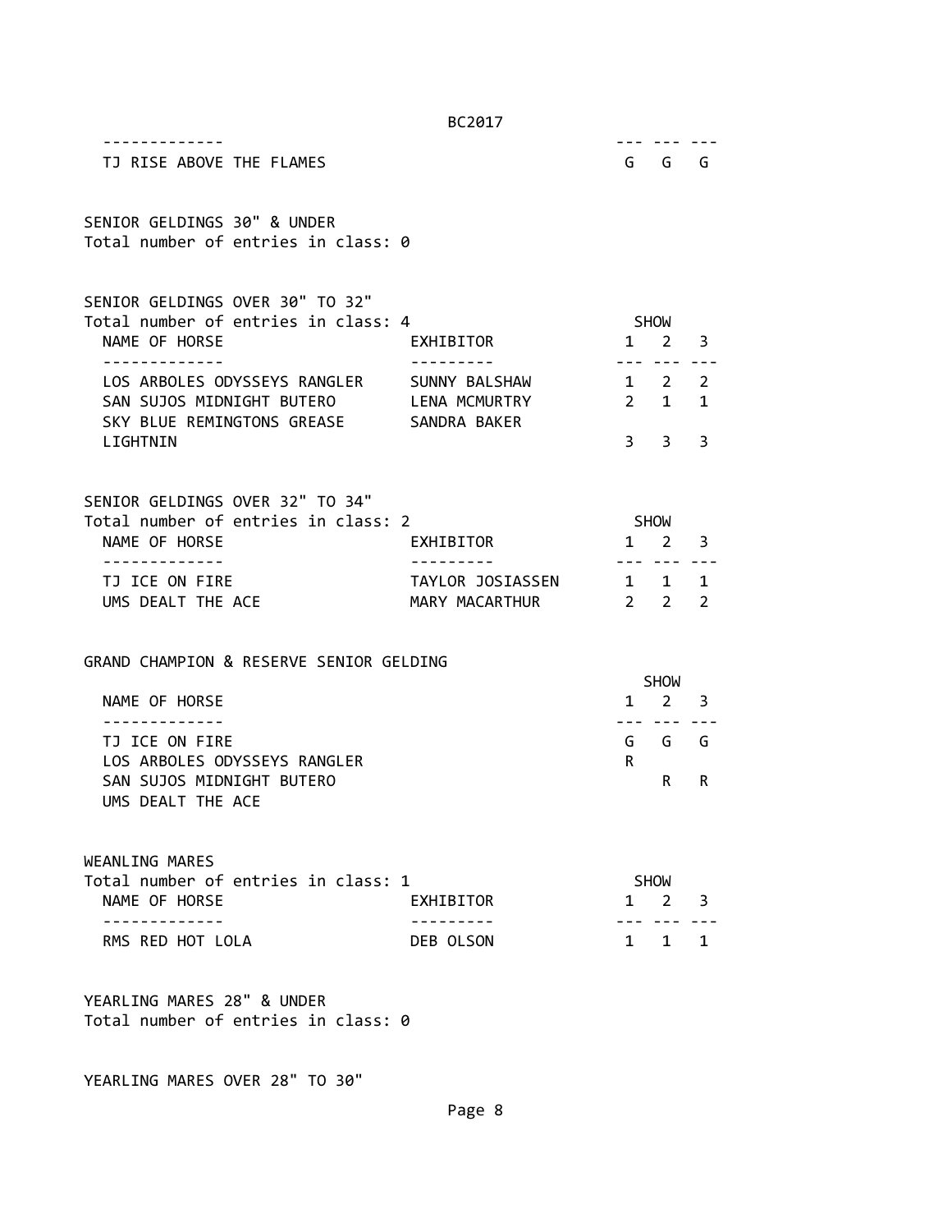| | | | |
|---|---|---|---|
| TJ RISE ABOVE THE FLAMES | G | G | G |

SENIOR GELDINGS 30" & UNDER
Total number of entries in class: 0

SENIOR GELDINGS OVER 30" TO 32"
Total number of entries in class: 4

| NAME OF HORSE | EXHIBITOR | SHOW 1 | 2 | 3 |
|---|---|---|---|---|
| LOS ARBOLES ODYSSEYS RANGLER | SUNNY BALSHAW | 1 | 2 | 2 |
| SAN SUJOS MIDNIGHT BUTERO | LENA MCMURTRY | 2 | 1 | 1 |
| SKY BLUE REMINGTONS GREASE LIGHTNIN | SANDRA BAKER | 3 | 3 | 3 |

SENIOR GELDINGS OVER 32" TO 34"
Total number of entries in class: 2

| NAME OF HORSE | EXHIBITOR | SHOW 1 | 2 | 3 |
|---|---|---|---|---|
| TJ ICE ON FIRE | TAYLOR JOSIASSEN | 1 | 1 | 1 |
| UMS DEALT THE ACE | MARY MACARTHUR | 2 | 2 | 2 |

GRAND CHAMPION & RESERVE SENIOR GELDING

| NAME OF HORSE | SHOW 1 | 2 | 3 |
|---|---|---|---|
| TJ ICE ON FIRE | G | G | G |
| LOS ARBOLES ODYSSEYS RANGLER | R | | |
| SAN SUJOS MIDNIGHT BUTERO | | R | R |
| UMS DEALT THE ACE | | | |

WEANLING MARES
Total number of entries in class: 1

| NAME OF HORSE | EXHIBITOR | SHOW 1 | 2 | 3 |
|---|---|---|---|---|
| RMS RED HOT LOLA | DEB OLSON | 1 | 1 | 1 |

YEARLING MARES 28" & UNDER
Total number of entries in class: 0

YEARLING MARES OVER 28" TO 30"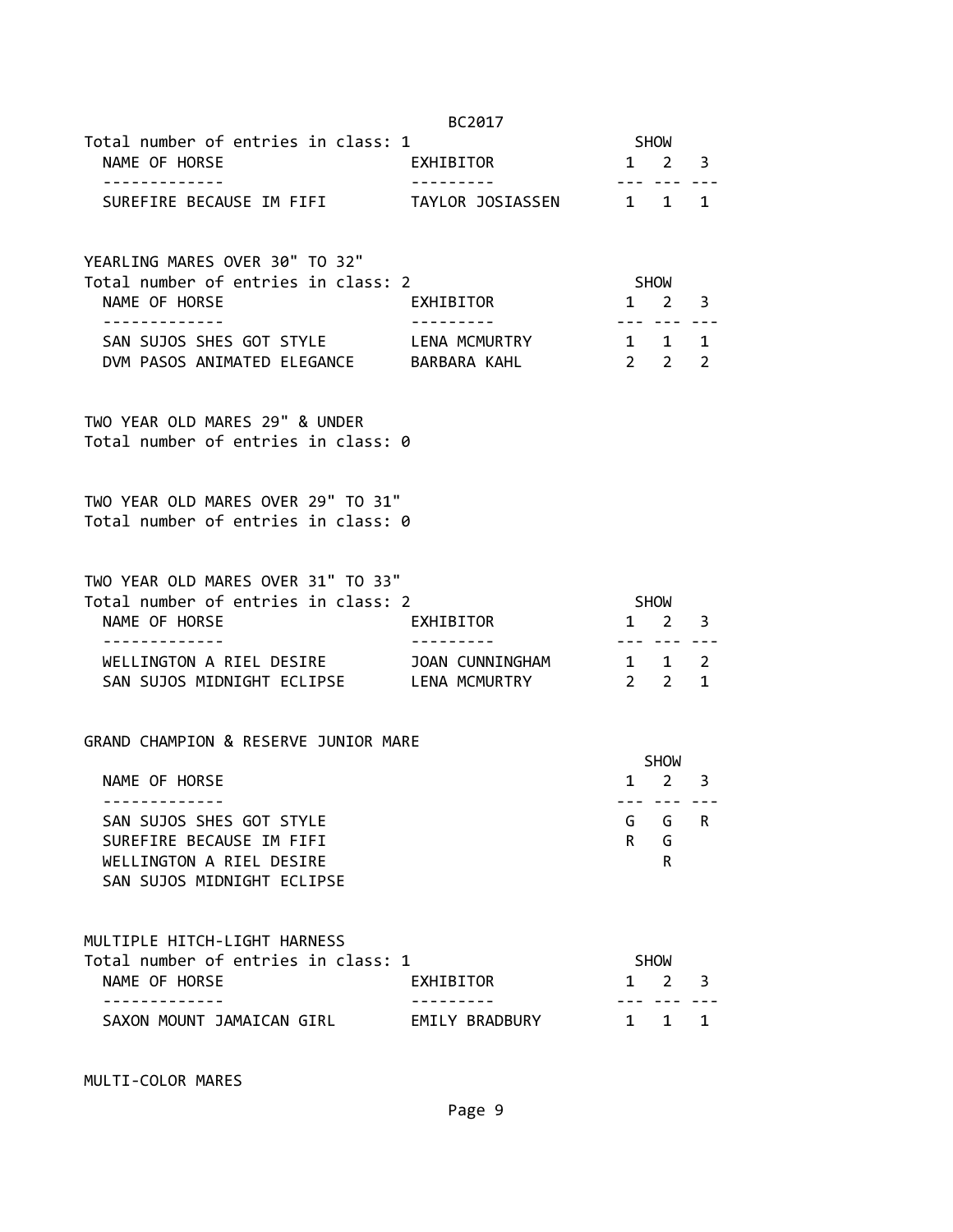Total number of entries in class: 1

| NAME OF HORSE | EXHIBITOR | SHOW 1 | 2 | 3 |
|---|---|---|---|---|
| SUREFIRE BECAUSE IM FIFI | TAYLOR JOSIASSEN | 1 | 1 | 1 |

YEARLING MARES OVER 30" TO 32"

Total number of entries in class: 2

| NAME OF HORSE | EXHIBITOR | SHOW 1 | 2 | 3 |
|---|---|---|---|---|
| SAN SUJOS SHES GOT STYLE | LENA MCMURTRY | 1 | 1 | 1 |
| DVM PASOS ANIMATED ELEGANCE | BARBARA KAHL | 2 | 2 | 2 |

TWO YEAR OLD MARES 29" & UNDER

Total number of entries in class: 0

TWO YEAR OLD MARES OVER 29" TO 31"

Total number of entries in class: 0

TWO YEAR OLD MARES OVER 31" TO 33"

Total number of entries in class: 2

| NAME OF HORSE | EXHIBITOR | SHOW 1 | 2 | 3 |
|---|---|---|---|---|
| WELLINGTON A RIEL DESIRE | JOAN CUNNINGHAM | 1 | 1 | 2 |
| SAN SUJOS MIDNIGHT ECLIPSE | LENA MCMURTRY | 2 | 2 | 1 |

GRAND CHAMPION & RESERVE JUNIOR MARE

| NAME OF HORSE | SHOW 1 | 2 | 3 |
|---|---|---|---|
| SAN SUJOS SHES GOT STYLE | G | G | R |
| SUREFIRE BECAUSE IM FIFI | R | | G |
| WELLINGTON A RIEL DESIRE | | R | |
| SAN SUJOS MIDNIGHT ECLIPSE | | | |

MULTIPLE HITCH-LIGHT HARNESS

Total number of entries in class: 1

| NAME OF HORSE | EXHIBITOR | SHOW 1 | 2 | 3 |
|---|---|---|---|---|
| SAXON MOUNT JAMAICAN GIRL | EMILY BRADBURY | 1 | 1 | 1 |

MULTI-COLOR MARES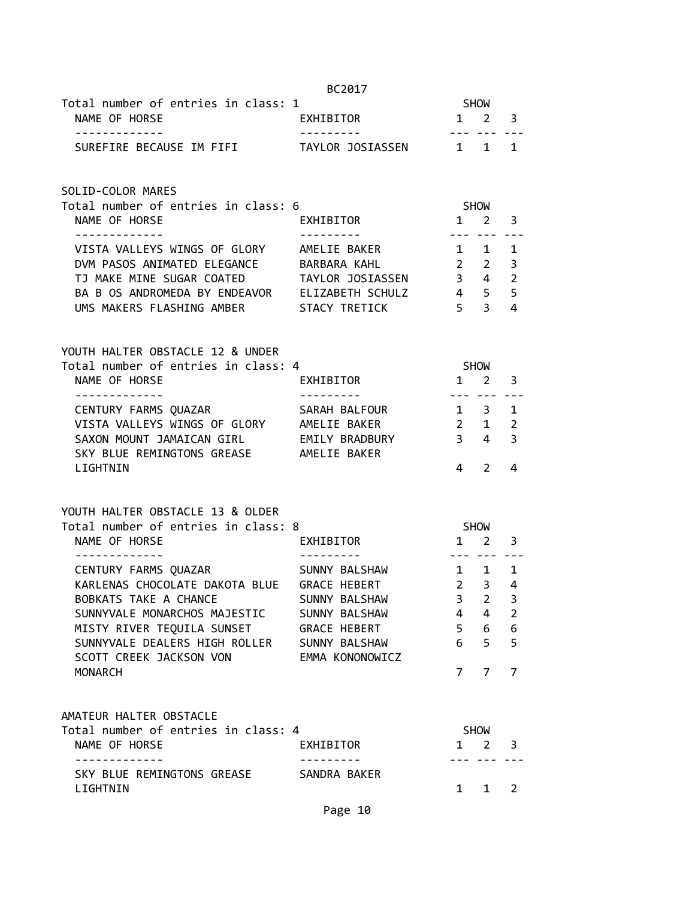Total number of entries in class: 1

| NAME OF HORSE | EXHIBITOR | SHOW 1 | 2 | 3 |
|---|---|---|---|---|
| SUREFIRE BECAUSE IM FIFI | TAYLOR JOSIASSEN | 1 | 1 | 1 |

## SOLID-COLOR MARES

Total number of entries in class: 6

| NAME OF HORSE | EXHIBITOR | SHOW 1 | 2 | 3 |
|---|---|---|---|---|
| VISTA VALLEYS WINGS OF GLORY | AMELIE BAKER | 1 | 1 | 1 |
| DVM PASOS ANIMATED ELEGANCE | BARBARA KAHL | 2 | 2 | 3 |
| TJ MAKE MINE SUGAR COATED | TAYLOR JOSIASSEN | 3 | 4 | 2 |
| BA B OS ANDROMEDA BY ENDEAVOR | ELIZABETH SCHULZ | 4 | 5 | 5 |
| UMS MAKERS FLASHING AMBER | STACY TRETICK | 5 | 3 | 4 |

## YOUTH HALTER OBSTACLE 12 & UNDER

Total number of entries in class: 4

| NAME OF HORSE | EXHIBITOR | SHOW 1 | 2 | 3 |
|---|---|---|---|---|
| CENTURY FARMS QUAZAR | SARAH BALFOUR | 1 | 3 | 1 |
| VISTA VALLEYS WINGS OF GLORY | AMELIE BAKER | 2 | 1 | 2 |
| SAXON MOUNT JAMAICAN GIRL | EMILY BRADBURY | 3 | 4 | 3 |
| SKY BLUE REMINGTONS GREASE LIGHTNIN | AMELIE BAKER | 4 | 2 | 4 |

## YOUTH HALTER OBSTACLE 13 & OLDER

Total number of entries in class: 8

| NAME OF HORSE | EXHIBITOR | SHOW 1 | 2 | 3 |
|---|---|---|---|---|
| CENTURY FARMS QUAZAR | SUNNY BALSHAW | 1 | 1 | 1 |
| KARLENAS CHOCOLATE DAKOTA BLUE | GRACE HEBERT | 2 | 3 | 4 |
| BOBKATS TAKE A CHANCE | SUNNY BALSHAW | 3 | 2 | 3 |
| SUNNYVALE MONARCHOS MAJESTIC | SUNNY BALSHAW | 4 | 4 | 2 |
| MISTY RIVER TEQUILA SUNSET | GRACE HEBERT | 5 | 6 | 6 |
| SUNNYVALE DEALERS HIGH ROLLER | SUNNY BALSHAW | 6 | 5 | 5 |
| SCOTT CREEK JACKSON VON MONARCH | EMMA KONONOWICZ | 7 | 7 | 7 |

## AMATEUR HALTER OBSTACLE

Total number of entries in class: 4

| NAME OF HORSE | EXHIBITOR | SHOW 1 | 2 | 3 |
|---|---|---|---|---|
| SKY BLUE REMINGTONS GREASE LIGHTNIN | SANDRA BAKER | 1 | 1 | 2 |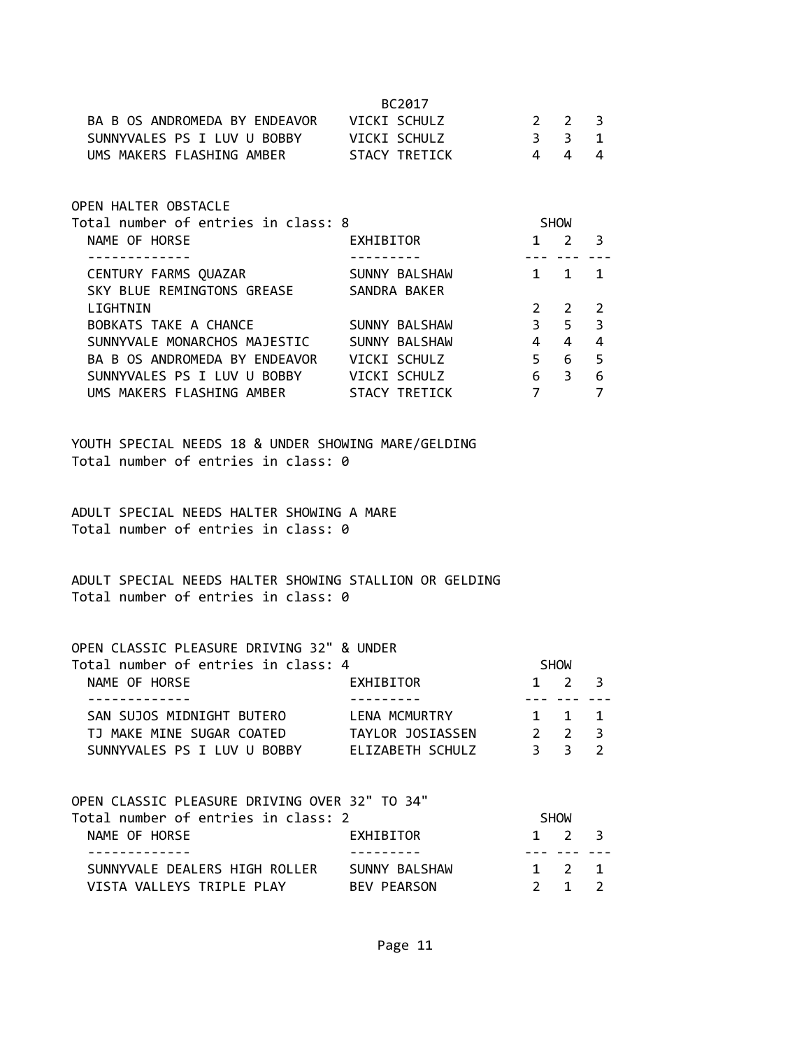| | BC2017 | | | |
|---|---|---|---|---|
| BA B OS ANDROMEDA BY ENDEAVOR | VICKI SCHULZ | 2 | 2 | 3 |
| SUNNYVALES PS I LUV U BOBBY | VICKI SCHULZ | 3 | 3 | 1 |
| UMS MAKERS FLASHING AMBER | STACY TRETICK | 4 | 4 | 4 |

OPEN HALTER OBSTACLE

Total number of entries in class: 8

| NAME OF HORSE | EXHIBITOR | SHOW 1 | 2 | 3 |
|---|---|---|---|---|
| CENTURY FARMS QUAZAR | SUNNY BALSHAW | 1 | 1 | 1 |
| SKY BLUE REMINGTONS GREASE LIGHTNIN | SANDRA BAKER | 2 | 2 | 2 |
| BOBKATS TAKE A CHANCE | SUNNY BALSHAW | 3 | 5 | 3 |
| SUNNYVALE MONARCHOS MAJESTIC | SUNNY BALSHAW | 4 | 4 | 4 |
| BA B OS ANDROMEDA BY ENDEAVOR | VICKI SCHULZ | 5 | 6 | 5 |
| SUNNYVALES PS I LUV U BOBBY | VICKI SCHULZ | 6 | 3 | 6 |
| UMS MAKERS FLASHING AMBER | STACY TRETICK | 7 | | 7 |

YOUTH SPECIAL NEEDS 18 & UNDER SHOWING MARE/GELDING

Total number of entries in class: 0

ADULT SPECIAL NEEDS HALTER SHOWING A MARE

Total number of entries in class: 0

ADULT SPECIAL NEEDS HALTER SHOWING STALLION OR GELDING

Total number of entries in class: 0

OPEN CLASSIC PLEASURE DRIVING 32" & UNDER

Total number of entries in class: 4

| NAME OF HORSE | EXHIBITOR | SHOW 1 | 2 | 3 |
|---|---|---|---|---|
| SAN SUJOS MIDNIGHT BUTERO | LENA MCMURTRY | 1 | 1 | 1 |
| TJ MAKE MINE SUGAR COATED | TAYLOR JOSIASSEN | 2 | 2 | 3 |
| SUNNYVALES PS I LUV U BOBBY | ELIZABETH SCHULZ | 3 | 3 | 2 |

OPEN CLASSIC PLEASURE DRIVING OVER 32" TO 34"

Total number of entries in class: 2

| NAME OF HORSE | EXHIBITOR | SHOW 1 | 2 | 3 |
|---|---|---|---|---|
| SUNNYVALE DEALERS HIGH ROLLER | SUNNY BALSHAW | 1 | 2 | 1 |
| VISTA VALLEYS TRIPLE PLAY | BEV PEARSON | 2 | 1 | 2 |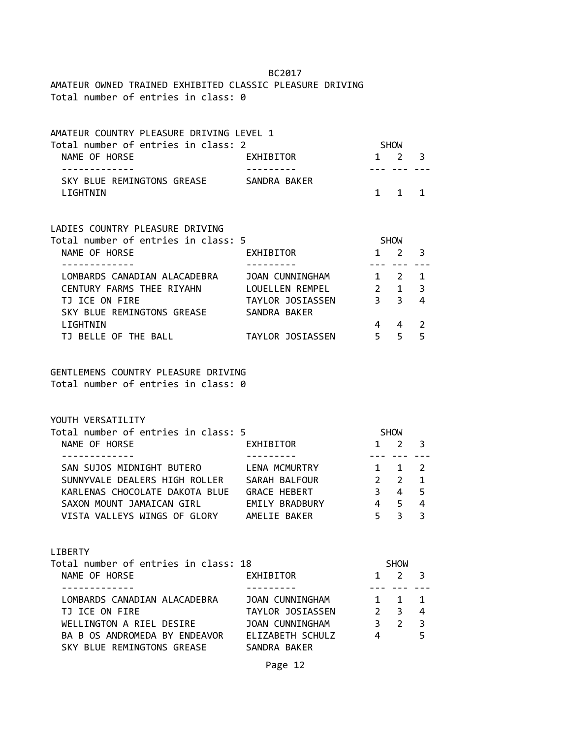BC2017

AMATEUR OWNED TRAINED EXHIBITED CLASSIC PLEASURE DRIVING
Total number of entries in class: 0

AMATEUR COUNTRY PLEASURE DRIVING LEVEL 1
Total number of entries in class: 2

| NAME OF HORSE | EXHIBITOR | SHOW 1 | 2 | 3 |
|---|---|---|---|---|
| SKY BLUE REMINGTONS GREASE LIGHTNIN | SANDRA BAKER | 1 | 1 | 1 |

LADIES COUNTRY PLEASURE DRIVING
Total number of entries in class: 5

| NAME OF HORSE | EXHIBITOR | SHOW 1 | 2 | 3 |
|---|---|---|---|---|
| LOMBARDS CANADIAN ALACADEBRA | JOAN CUNNINGHAM | 1 | 2 | 1 |
| CENTURY FARMS THEE RIYAHN | LOUELLEN REMPEL | 2 | 1 | 3 |
| TJ ICE ON FIRE | TAYLOR JOSIASSEN | 3 | 3 | 4 |
| SKY BLUE REMINGTONS GREASE LIGHTNIN | SANDRA BAKER | 4 | 4 | 2 |
| TJ BELLE OF THE BALL | TAYLOR JOSIASSEN | 5 | 5 | 5 |

GENTLEMENS COUNTRY PLEASURE DRIVING
Total number of entries in class: 0

YOUTH VERSATILITY
Total number of entries in class: 5

| NAME OF HORSE | EXHIBITOR | SHOW 1 | 2 | 3 |
|---|---|---|---|---|
| SAN SUJOS MIDNIGHT BUTERO | LENA MCMURTRY | 1 | 1 | 2 |
| SUNNYVALE DEALERS HIGH ROLLER | SARAH BALFOUR | 2 | 2 | 1 |
| KARLENAS CHOCOLATE DAKOTA BLUE | GRACE HEBERT | 3 | 4 | 5 |
| SAXON MOUNT JAMAICAN GIRL | EMILY BRADBURY | 4 | 5 | 4 |
| VISTA VALLEYS WINGS OF GLORY | AMELIE BAKER | 5 | 3 | 3 |

LIBERTY
Total number of entries in class: 18

| NAME OF HORSE | EXHIBITOR | SHOW 1 | 2 | 3 |
|---|---|---|---|---|
| LOMBARDS CANADIAN ALACADEBRA | JOAN CUNNINGHAM | 1 | 1 | 1 |
| TJ ICE ON FIRE | TAYLOR JOSIASSEN | 2 | 3 | 4 |
| WELLINGTON A RIEL DESIRE | JOAN CUNNINGHAM | 3 | 2 | 3 |
| BA B OS ANDROMEDA BY ENDEAVOR | ELIZABETH SCHULZ | 4 | | 5 |
| SKY BLUE REMINGTONS GREASE | SANDRA BAKER | | | |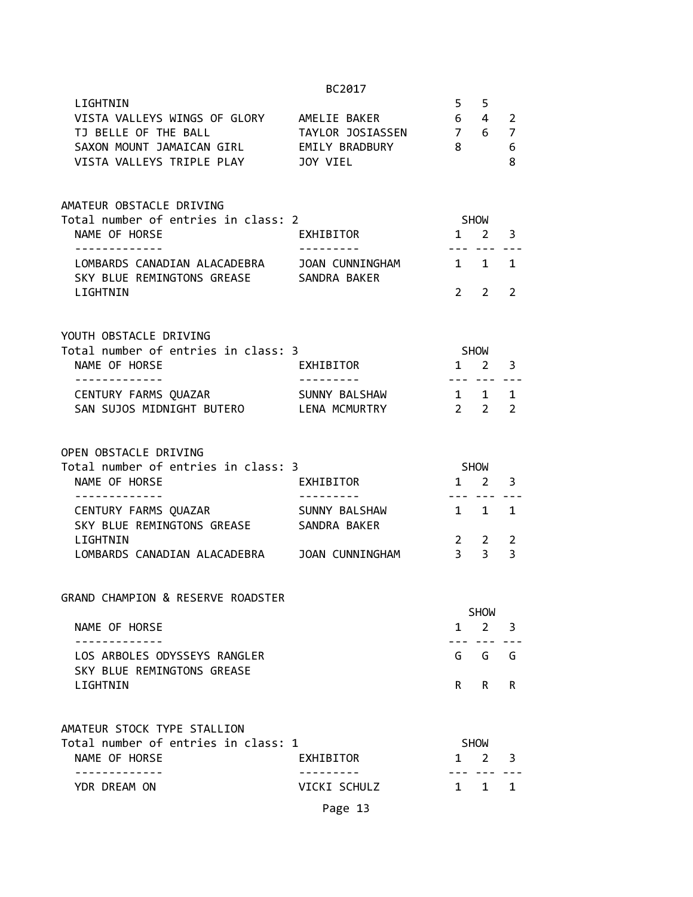| NAME OF HORSE | EXHIBITOR | 1 | 2 | 3 |
|---|---|---|---|---|
| LIGHTNIN | | 5 | 5 | |
| VISTA VALLEYS WINGS OF GLORY | AMELIE BAKER | 6 | 4 | 2 |
| TJ BELLE OF THE BALL | TAYLOR JOSIASSEN | 7 | 6 | 7 |
| SAXON MOUNT JAMAICAN GIRL | EMILY BRADBURY | 8 | | 6 |
| VISTA VALLEYS TRIPLE PLAY | JOY VIEL | | | 8 |

AMATEUR OBSTACLE DRIVING
Total number of entries in class: 2

| NAME OF HORSE | EXHIBITOR | SHOW 1 | 2 | 3 |
|---|---|---|---|---|
| LOMBARDS CANADIAN ALACADEBRA | JOAN CUNNINGHAM | 1 | 1 | 1 |
| SKY BLUE REMINGTONS GREASE LIGHTNIN | SANDRA BAKER | 2 | 2 | 2 |

YOUTH OBSTACLE DRIVING
Total number of entries in class: 3

| NAME OF HORSE | EXHIBITOR | SHOW 1 | 2 | 3 |
|---|---|---|---|---|
| CENTURY FARMS QUAZAR | SUNNY BALSHAW | 1 | 1 | 1 |
| SAN SUJOS MIDNIGHT BUTERO | LENA MCMURTRY | 2 | 2 | 2 |

OPEN OBSTACLE DRIVING
Total number of entries in class: 3

| NAME OF HORSE | EXHIBITOR | SHOW 1 | 2 | 3 |
|---|---|---|---|---|
| CENTURY FARMS QUAZAR | SUNNY BALSHAW | 1 | 1 | 1 |
| SKY BLUE REMINGTONS GREASE LIGHTNIN | SANDRA BAKER | 2 | 2 | 2 |
| LOMBARDS CANADIAN ALACADEBRA | JOAN CUNNINGHAM | 3 | 3 | 3 |

GRAND CHAMPION & RESERVE ROADSTER

| NAME OF HORSE | SHOW 1 | 2 | 3 |
|---|---|---|---|
| LOS ARBOLES ODYSSEYS RANGLER | G | G | G |
| SKY BLUE REMINGTONS GREASE LIGHTNIN | R | R | R |

AMATEUR STOCK TYPE STALLION
Total number of entries in class: 1

| NAME OF HORSE | EXHIBITOR | SHOW 1 | 2 | 3 |
|---|---|---|---|---|
| YDR DREAM ON | VICKI SCHULZ | 1 | 1 | 1 |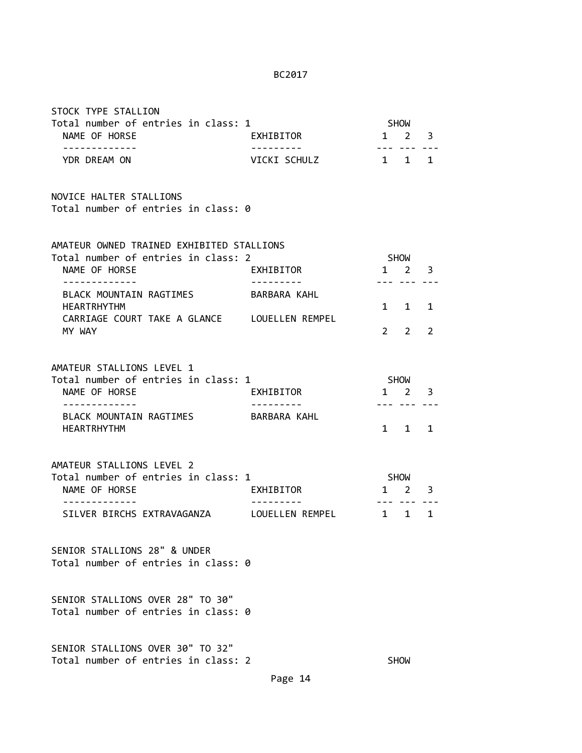## STOCK TYPE STALLION

Total number of entries in class: 1

| NAME OF HORSE | EXHIBITOR | SHOW 1 | 2 | 3 |
| --- | --- | --- | --- | --- |
| YDR DREAM ON | VICKI SCHULZ | 1 | 1 | 1 |

## NOVICE HALTER STALLIONS

Total number of entries in class: 0

## AMATEUR OWNED TRAINED EXHIBITED STALLIONS

Total number of entries in class: 2

| NAME OF HORSE | EXHIBITOR | SHOW 1 | 2 | 3 |
| --- | --- | --- | --- | --- |
| BLACK MOUNTAIN RAGTIMES HEARTRHYTHM | BARBARA KAHL | 1 | 1 | 1 |
| CARRIAGE COURT TAKE A GLANCE MY WAY | LOUELLEN REMPEL | 2 | 2 | 2 |

## AMATEUR STALLIONS LEVEL 1

Total number of entries in class: 1

| NAME OF HORSE | EXHIBITOR | SHOW 1 | 2 | 3 |
| --- | --- | --- | --- | --- |
| BLACK MOUNTAIN RAGTIMES HEARTRHYTHM | BARBARA KAHL | 1 | 1 | 1 |

## AMATEUR STALLIONS LEVEL 2

Total number of entries in class: 1

| NAME OF HORSE | EXHIBITOR | SHOW 1 | 2 | 3 |
| --- | --- | --- | --- | --- |
| SILVER BIRCHS EXTRAVAGANZA | LOUELLEN REMPEL | 1 | 1 | 1 |

## SENIOR STALLIONS 28" & UNDER

Total number of entries in class: 0

## SENIOR STALLIONS OVER 28" TO 30"

Total number of entries in class: 0

## SENIOR STALLIONS OVER 30" TO 32"

Total number of entries in class: 2 SHOW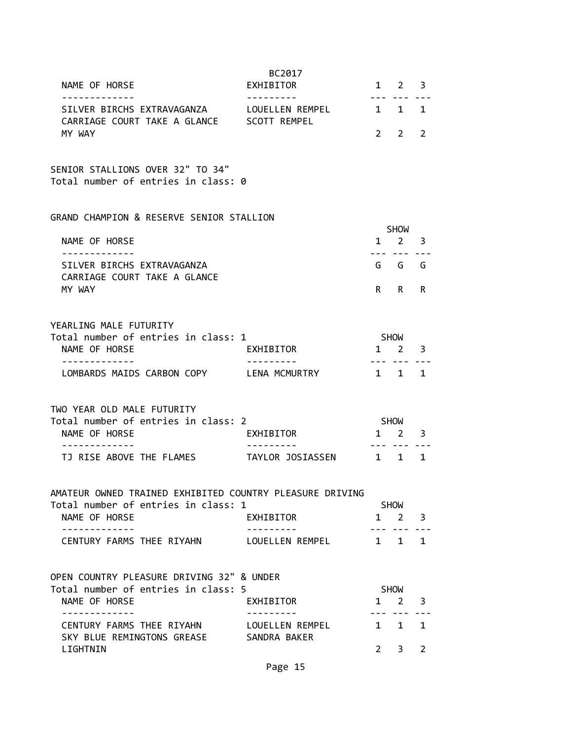BC2017

| NAME OF HORSE | EXHIBITOR | 1 | 2 | 3 |
|---|---|---|---|---|
| SILVER BIRCHS EXTRAVAGANZA | LOUELLEN REMPEL | 1 | 1 | 1 |
| CARRIAGE COURT TAKE A GLANCE MY WAY | SCOTT REMPEL | 2 | 2 | 2 |

SENIOR STALLIONS OVER 32" TO 34"
Total number of entries in class: 0

GRAND CHAMPION & RESERVE SENIOR STALLION

| NAME OF HORSE | SHOW 1 | 2 | 3 |
|---|---|---|---|
| SILVER BIRCHS EXTRAVAGANZA | G | G | G |
| CARRIAGE COURT TAKE A GLANCE MY WAY | R | R | R |

YEARLING MALE FUTURITY
Total number of entries in class: 1

| NAME OF HORSE | EXHIBITOR | SHOW 1 | 2 | 3 |
|---|---|---|---|---|
| LOMBARDS MAIDS CARBON COPY | LENA MCMURTRY | 1 | 1 | 1 |

TWO YEAR OLD MALE FUTURITY
Total number of entries in class: 2

| NAME OF HORSE | EXHIBITOR | SHOW 1 | 2 | 3 |
|---|---|---|---|---|
| TJ RISE ABOVE THE FLAMES | TAYLOR JOSIASSEN | 1 | 1 | 1 |

AMATEUR OWNED TRAINED EXHIBITED COUNTRY PLEASURE DRIVING
Total number of entries in class: 1

| NAME OF HORSE | EXHIBITOR | SHOW 1 | 2 | 3 |
|---|---|---|---|---|
| CENTURY FARMS THEE RIYAHN | LOUELLEN REMPEL | 1 | 1 | 1 |

OPEN COUNTRY PLEASURE DRIVING 32" & UNDER
Total number of entries in class: 5

| NAME OF HORSE | EXHIBITOR | SHOW 1 | 2 | 3 |
|---|---|---|---|---|
| CENTURY FARMS THEE RIYAHN | LOUELLEN REMPEL | 1 | 1 | 1 |
| SKY BLUE REMINGTONS GREASE LIGHTNIN | SANDRA BAKER | 2 | 3 | 2 |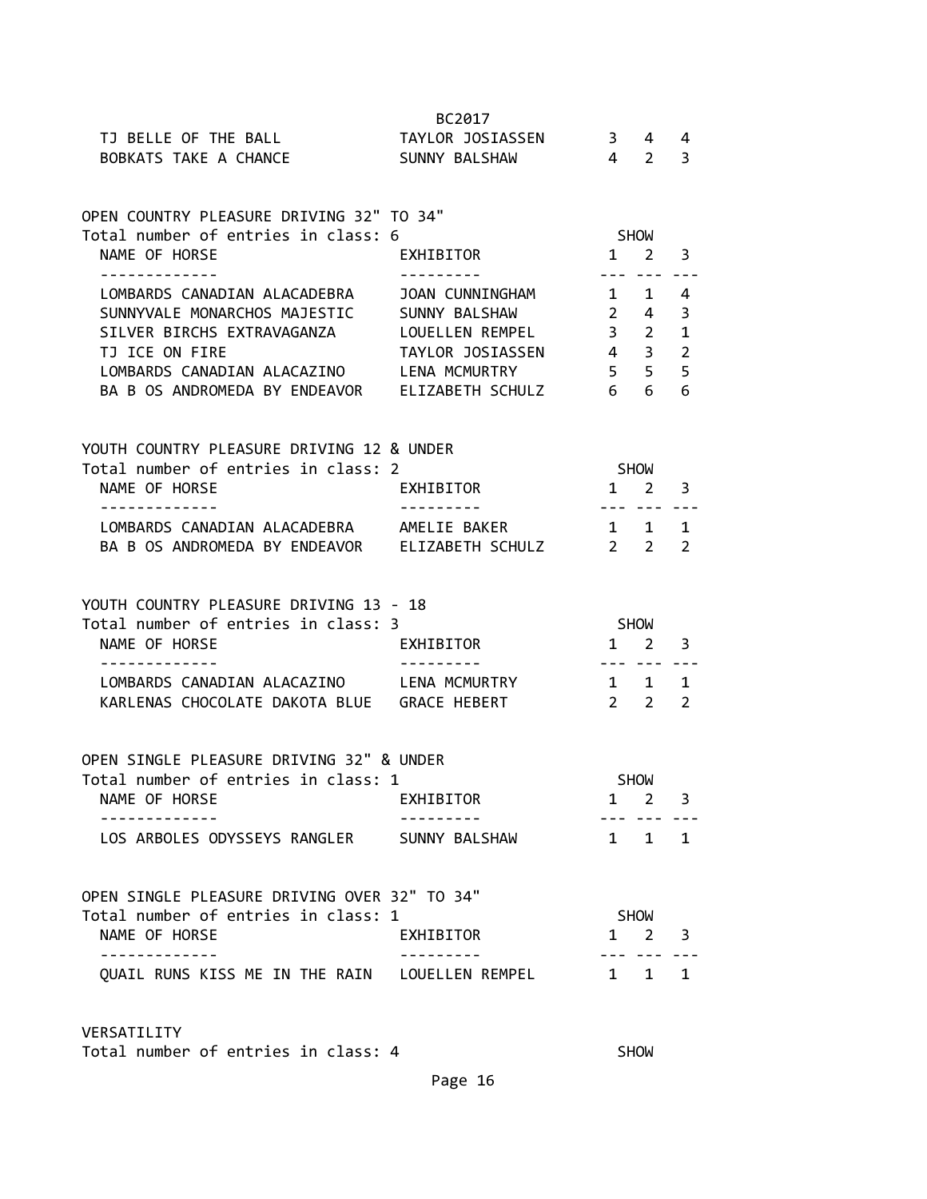| NAME OF HORSE | EXHIBITOR | SHOW 1 | 2 | 3 |
|---|---|---|---|---|
| TJ BELLE OF THE BALL | TAYLOR JOSIASSEN | 3 | 4 | 4 |
| BOBKATS TAKE A CHANCE | SUNNY BALSHAW | 4 | 2 | 3 |

## OPEN COUNTRY PLEASURE DRIVING 32" TO 34"

Total number of entries in class: 6

| NAME OF HORSE | EXHIBITOR | SHOW 1 | 2 | 3 |
|---|---|---|---|---|
| LOMBARDS CANADIAN ALACADEBRA | JOAN CUNNINGHAM | 1 | 1 | 4 |
| SUNNYVALE MONARCHOS MAJESTIC | SUNNY BALSHAW | 2 | 4 | 3 |
| SILVER BIRCHS EXTRAVAGANZA | LOUELLEN REMPEL | 3 | 2 | 1 |
| TJ ICE ON FIRE | TAYLOR JOSIASSEN | 4 | 3 | 2 |
| LOMBARDS CANADIAN ALACAZINO | LENA MCMURTRY | 5 | 5 | 5 |
| BA B OS ANDROMEDA BY ENDEAVOR | ELIZABETH SCHULZ | 6 | 6 | 6 |

## YOUTH COUNTRY PLEASURE DRIVING 12 & UNDER

Total number of entries in class: 2

| NAME OF HORSE | EXHIBITOR | SHOW 1 | 2 | 3 |
|---|---|---|---|---|
| LOMBARDS CANADIAN ALACADEBRA | AMELIE BAKER | 1 | 1 | 1 |
| BA B OS ANDROMEDA BY ENDEAVOR | ELIZABETH SCHULZ | 2 | 2 | 2 |

## YOUTH COUNTRY PLEASURE DRIVING 13 - 18

Total number of entries in class: 3

| NAME OF HORSE | EXHIBITOR | SHOW 1 | 2 | 3 |
|---|---|---|---|---|
| LOMBARDS CANADIAN ALACAZINO | LENA MCMURTRY | 1 | 1 | 1 |
| KARLENAS CHOCOLATE DAKOTA BLUE | GRACE HEBERT | 2 | 2 | 2 |

## OPEN SINGLE PLEASURE DRIVING 32" & UNDER

Total number of entries in class: 1

| NAME OF HORSE | EXHIBITOR | SHOW 1 | 2 | 3 |
|---|---|---|---|---|
| LOS ARBOLES ODYSSEYS RANGLER | SUNNY BALSHAW | 1 | 1 | 1 |

## OPEN SINGLE PLEASURE DRIVING OVER 32" TO 34"

Total number of entries in class: 1

| NAME OF HORSE | EXHIBITOR | SHOW 1 | 2 | 3 |
|---|---|---|---|---|
| QUAIL RUNS KISS ME IN THE RAIN | LOUELLEN REMPEL | 1 | 1 | 1 |

## VERSATILITY

Total number of entries in class: 4 SHOW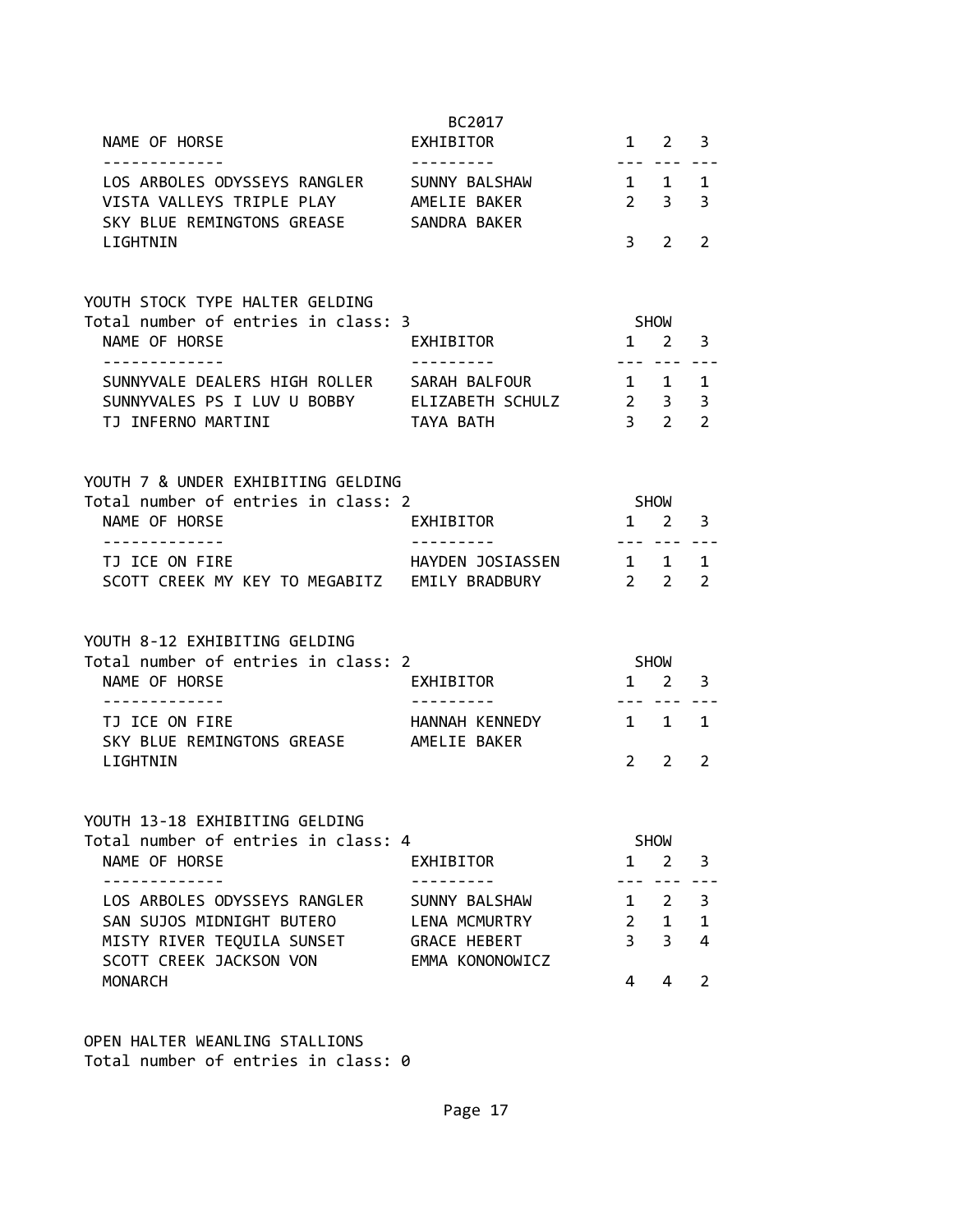BC2017

| NAME OF HORSE | EXHIBITOR | 1 | 2 | 3 |
|---|---|---|---|---|
| LOS ARBOLES ODYSSEYS RANGLER | SUNNY BALSHAW | 1 | 1 | 1 |
| VISTA VALLEYS TRIPLE PLAY | AMELIE BAKER | 2 | 3 | 3 |
| SKY BLUE REMINGTONS GREASE LIGHTNIN | SANDRA BAKER | 3 | 2 | 2 |

YOUTH STOCK TYPE HALTER GELDING
Total number of entries in class: 3

| NAME OF HORSE | EXHIBITOR | SHOW 1 | 2 | 3 |
|---|---|---|---|---|
| SUNNYVALE DEALERS HIGH ROLLER | SARAH BALFOUR | 1 | 1 | 1 |
| SUNNYVALES PS I LUV U BOBBY | ELIZABETH SCHULZ | 2 | 3 | 3 |
| TJ INFERNO MARTINI | TAYA BATH | 3 | 2 | 2 |

YOUTH 7 & UNDER EXHIBITING GELDING
Total number of entries in class: 2

| NAME OF HORSE | EXHIBITOR | SHOW 1 | 2 | 3 |
|---|---|---|---|---|
| TJ ICE ON FIRE | HAYDEN JOSIASSEN | 1 | 1 | 1 |
| SCOTT CREEK MY KEY TO MEGABITZ | EMILY BRADBURY | 2 | 2 | 2 |

YOUTH 8-12 EXHIBITING GELDING
Total number of entries in class: 2

| NAME OF HORSE | EXHIBITOR | SHOW 1 | 2 | 3 |
|---|---|---|---|---|
| TJ ICE ON FIRE | HANNAH KENNEDY | 1 | 1 | 1 |
| SKY BLUE REMINGTONS GREASE LIGHTNIN | AMELIE BAKER | 2 | 2 | 2 |

YOUTH 13-18 EXHIBITING GELDING
Total number of entries in class: 4

| NAME OF HORSE | EXHIBITOR | SHOW 1 | 2 | 3 |
|---|---|---|---|---|
| LOS ARBOLES ODYSSEYS RANGLER | SUNNY BALSHAW | 1 | 2 | 3 |
| SAN SUJOS MIDNIGHT BUTERO | LENA MCMURTRY | 2 | 1 | 1 |
| MISTY RIVER TEQUILA SUNSET | GRACE HEBERT | 3 | 3 | 4 |
| SCOTT CREEK JACKSON VON MONARCH | EMMA KONONOWICZ | 4 | 4 | 2 |

OPEN HALTER WEANLING STALLIONS
Total number of entries in class: 0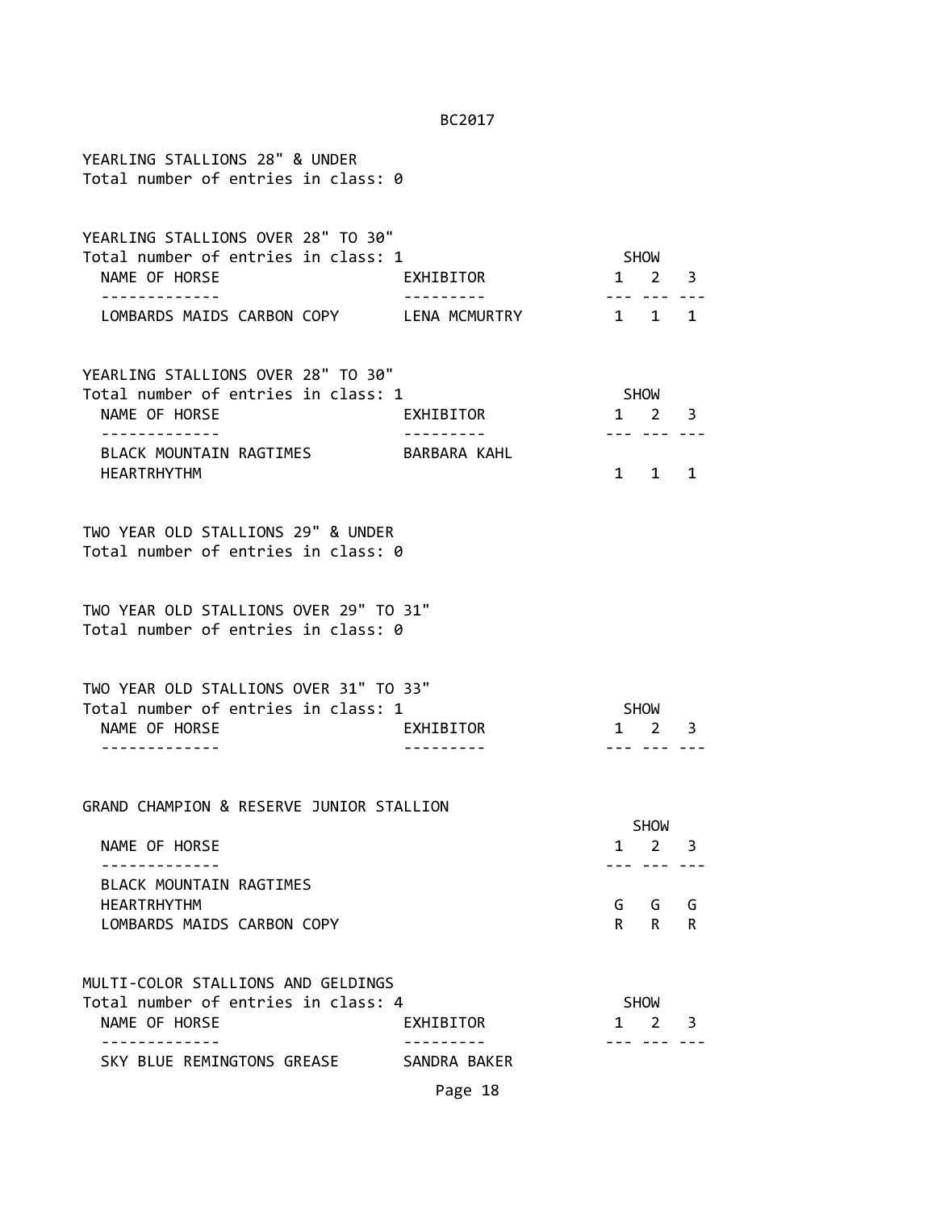YEARLING STALLIONS 28" & UNDER
Total number of entries in class: 0

YEARLING STALLIONS OVER 28" TO 30"
Total number of entries in class: 1

| NAME OF HORSE | EXHIBITOR | SHOW 1 | 2 | 3 |
|---|---|---|---|---|
| LOMBARDS MAIDS CARBON COPY | LENA MCMURTRY | 1 | 1 | 1 |

YEARLING STALLIONS OVER 28" TO 30"
Total number of entries in class: 1

| NAME OF HORSE | EXHIBITOR | SHOW 1 | 2 | 3 |
|---|---|---|---|---|
| BLACK MOUNTAIN RAGTIMES HEARTRHYTHM | BARBARA KAHL | 1 | 1 | 1 |

TWO YEAR OLD STALLIONS 29" & UNDER
Total number of entries in class: 0

TWO YEAR OLD STALLIONS OVER 29" TO 31"
Total number of entries in class: 0

TWO YEAR OLD STALLIONS OVER 31" TO 33"
Total number of entries in class: 1

| NAME OF HORSE | EXHIBITOR | SHOW 1 | 2 | 3 |
|---|---|---|---|---|

GRAND CHAMPION & RESERVE JUNIOR STALLION

| NAME OF HORSE | SHOW 1 | 2 | 3 |
|---|---|---|---|
| BLACK MOUNTAIN RAGTIMES HEARTRHYTHM | G | G | G |
| LOMBARDS MAIDS CARBON COPY | R | R | R |

MULTI-COLOR STALLIONS AND GELDINGS
Total number of entries in class: 4

| NAME OF HORSE | EXHIBITOR | SHOW 1 | 2 | 3 |
|---|---|---|---|---|
| SKY BLUE REMINGTONS GREASE | SANDRA BAKER | | | |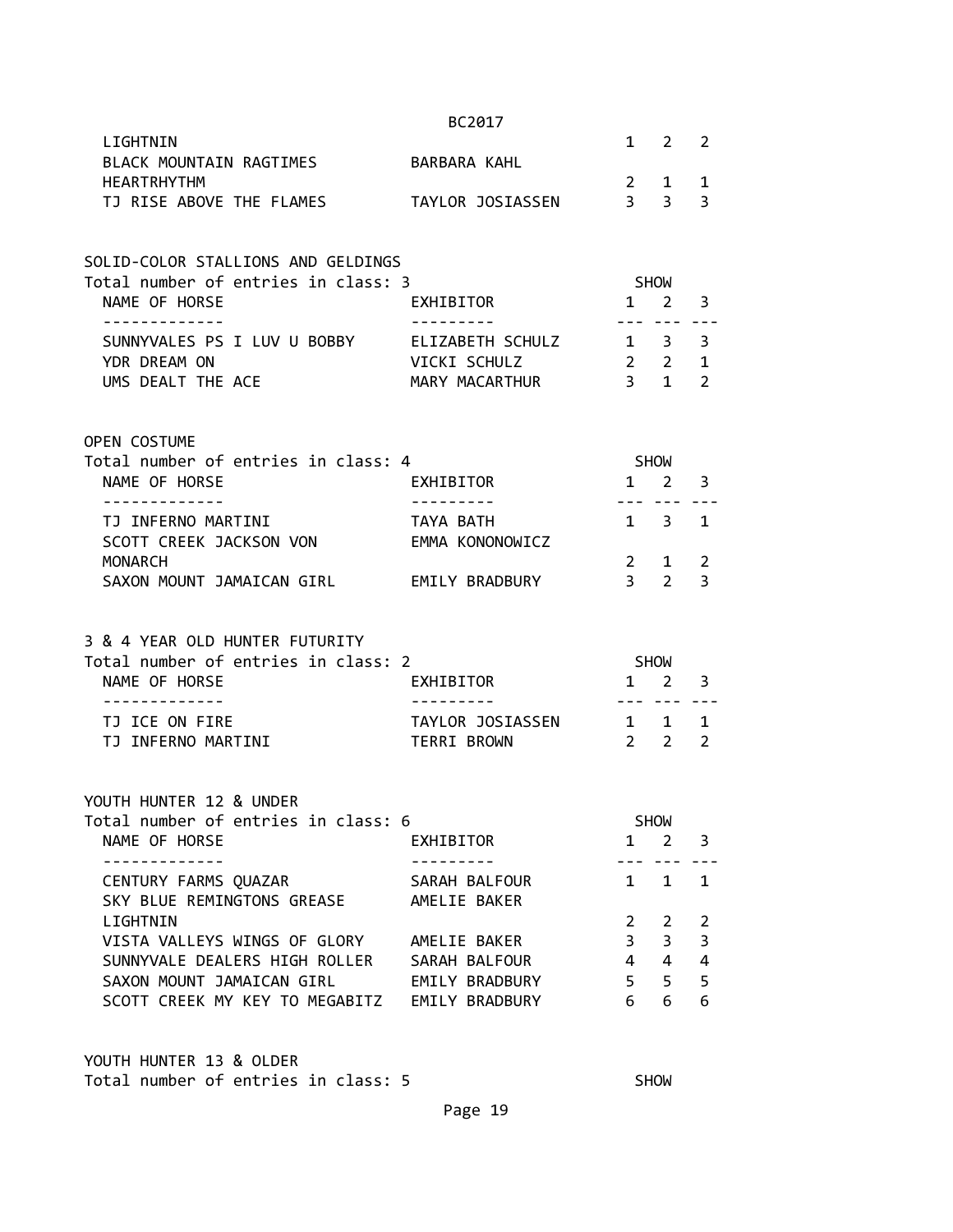| NAME OF HORSE | EXHIBITOR | 1 | 2 | 3 |
|---|---|---|---|---|
| LIGHTNIN | | 1 | 2 | 2 |
| BLACK MOUNTAIN RAGTIMES HEARTRHYTHM | BARBARA KAHL | 2 | 1 | 1 |
| TJ RISE ABOVE THE FLAMES | TAYLOR JOSIASSEN | 3 | 3 | 3 |

SOLID-COLOR STALLIONS AND GELDINGS

Total number of entries in class: 3

| NAME OF HORSE | EXHIBITOR | SHOW 1 | 2 | 3 |
|---|---|---|---|---|
| SUNNYVALES PS I LUV U BOBBY | ELIZABETH SCHULZ | 1 | 3 | 3 |
| YDR DREAM ON | VICKI SCHULZ | 2 | 2 | 1 |
| UMS DEALT THE ACE | MARY MACARTHUR | 3 | 1 | 2 |

OPEN COSTUME

Total number of entries in class: 4

| NAME OF HORSE | EXHIBITOR | SHOW 1 | 2 | 3 |
|---|---|---|---|---|
| TJ INFERNO MARTINI | TAYA BATH | 1 | 3 | 1 |
| SCOTT CREEK JACKSON VON MONARCH | EMMA KONONOWICZ | 2 | 1 | 2 |
| SAXON MOUNT JAMAICAN GIRL | EMILY BRADBURY | 3 | 2 | 3 |

3 & 4 YEAR OLD HUNTER FUTURITY

Total number of entries in class: 2

| NAME OF HORSE | EXHIBITOR | SHOW 1 | 2 | 3 |
|---|---|---|---|---|
| TJ ICE ON FIRE | TAYLOR JOSIASSEN | 1 | 1 | 1 |
| TJ INFERNO MARTINI | TERRI BROWN | 2 | 2 | 2 |

YOUTH HUNTER 12 & UNDER

Total number of entries in class: 6

| NAME OF HORSE | EXHIBITOR | SHOW 1 | 2 | 3 |
|---|---|---|---|---|
| CENTURY FARMS QUAZAR | SARAH BALFOUR | 1 | 1 | 1 |
| SKY BLUE REMINGTONS GREASE LIGHTNIN | AMELIE BAKER | 2 | 2 | 2 |
| VISTA VALLEYS WINGS OF GLORY | AMELIE BAKER | 3 | 3 | 3 |
| SUNNYVALE DEALERS HIGH ROLLER | SARAH BALFOUR | 4 | 4 | 4 |
| SAXON MOUNT JAMAICAN GIRL | EMILY BRADBURY | 5 | 5 | 5 |
| SCOTT CREEK MY KEY TO MEGABITZ | EMILY BRADBURY | 6 | 6 | 6 |

YOUTH HUNTER 13 & OLDER

Total number of entries in class: 5 SHOW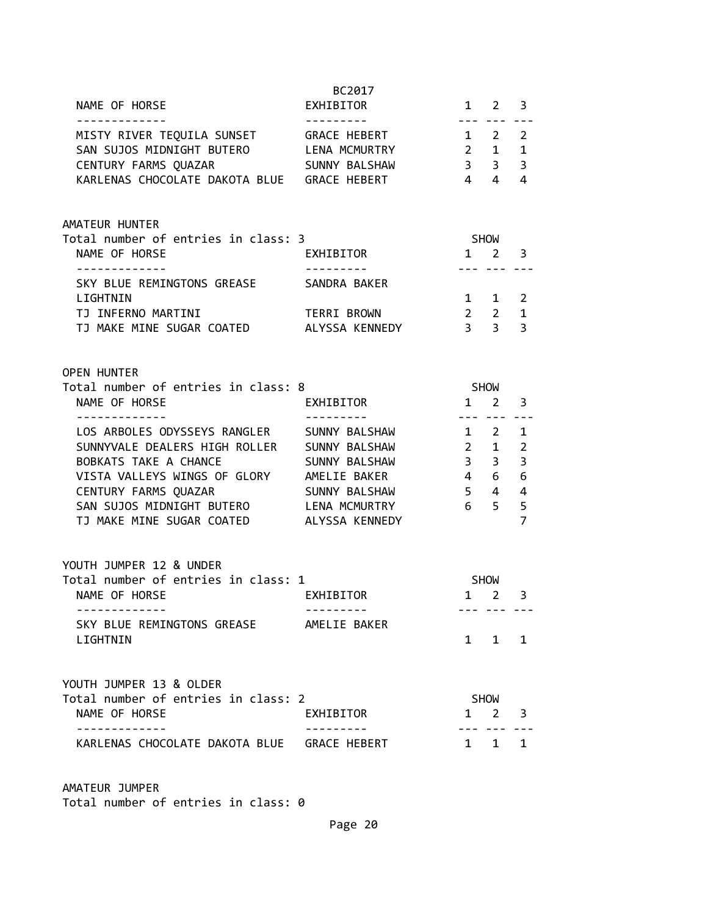| NAME OF HORSE | EXHIBITOR | 1 | 2 | 3 |
|---|---|---|---|---|
| MISTY RIVER TEQUILA SUNSET | GRACE HEBERT | 1 | 2 | 2 |
| SAN SUJOS MIDNIGHT BUTERO | LENA MCMURTRY | 2 | 1 | 1 |
| CENTURY FARMS QUAZAR | SUNNY BALSHAW | 3 | 3 | 3 |
| KARLENAS CHOCOLATE DAKOTA BLUE | GRACE HEBERT | 4 | 4 | 4 |

## AMATEUR HUNTER

Total number of entries in class: 3

| NAME OF HORSE | EXHIBITOR | SHOW 1 | 2 | 3 |
|---|---|---|---|---|
| SKY BLUE REMINGTONS GREASE LIGHTNIN | SANDRA BAKER | 1 | 1 | 2 |
| TJ INFERNO MARTINI | TERRI BROWN | 2 | 2 | 1 |
| TJ MAKE MINE SUGAR COATED | ALYSSA KENNEDY | 3 | 3 | 3 |

## OPEN HUNTER

Total number of entries in class: 8

| NAME OF HORSE | EXHIBITOR | SHOW 1 | 2 | 3 |
|---|---|---|---|---|
| LOS ARBOLES ODYSSEYS RANGLER | SUNNY BALSHAW | 1 | 2 | 1 |
| SUNNYVALE DEALERS HIGH ROLLER | SUNNY BALSHAW | 2 | 1 | 2 |
| BOBKATS TAKE A CHANCE | SUNNY BALSHAW | 3 | 3 | 3 |
| VISTA VALLEYS WINGS OF GLORY | AMELIE BAKER | 4 | 6 | 6 |
| CENTURY FARMS QUAZAR | SUNNY BALSHAW | 5 | 4 | 4 |
| SAN SUJOS MIDNIGHT BUTERO | LENA MCMURTRY | 6 | 5 | 5 |
| TJ MAKE MINE SUGAR COATED | ALYSSA KENNEDY | | | 7 |

## YOUTH JUMPER 12 & UNDER

Total number of entries in class: 1

| NAME OF HORSE | EXHIBITOR | SHOW 1 | 2 | 3 |
|---|---|---|---|---|
| SKY BLUE REMINGTONS GREASE LIGHTNIN | AMELIE BAKER | 1 | 1 | 1 |

## YOUTH JUMPER 13 & OLDER

Total number of entries in class: 2

| NAME OF HORSE | EXHIBITOR | SHOW 1 | 2 | 3 |
|---|---|---|---|---|
| KARLENAS CHOCOLATE DAKOTA BLUE | GRACE HEBERT | 1 | 1 | 1 |

## AMATEUR JUMPER

Total number of entries in class: 0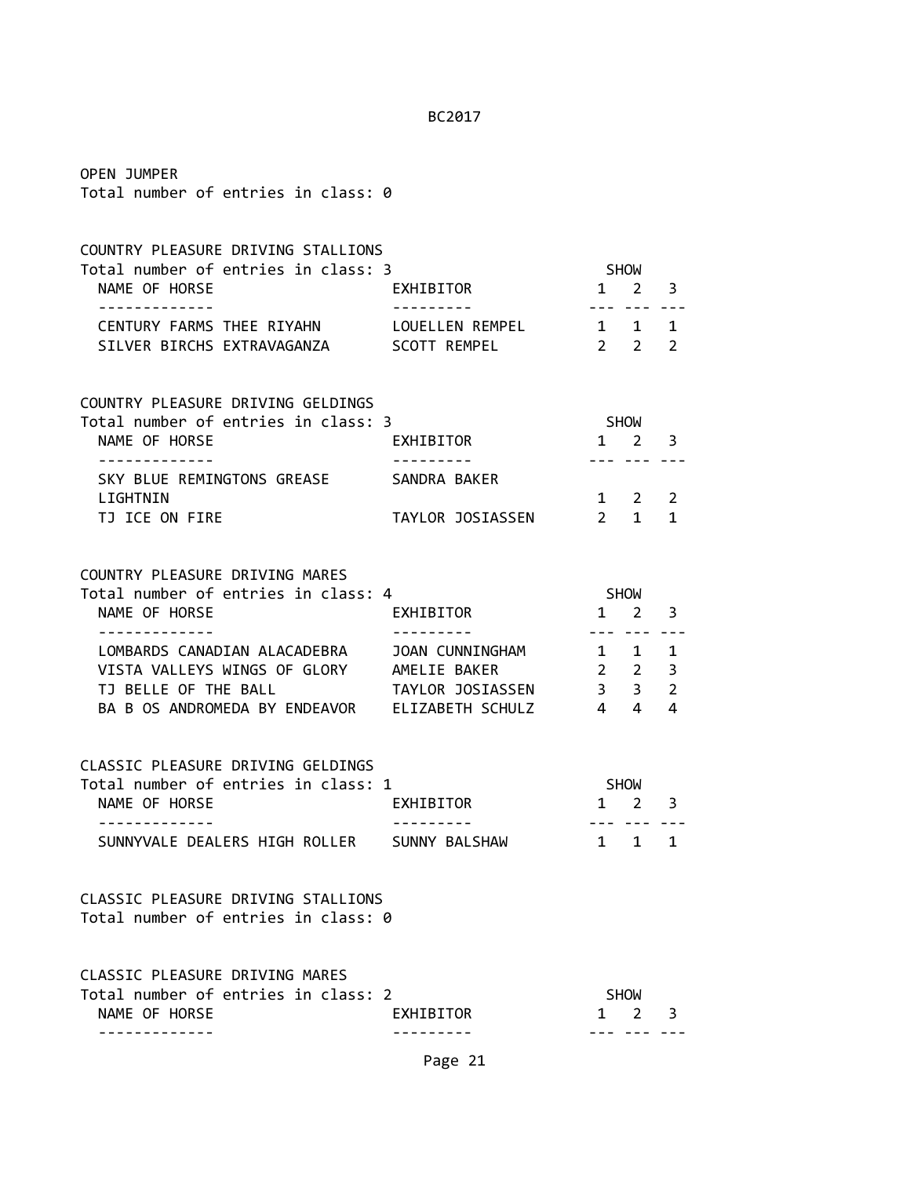OPEN JUMPER
Total number of entries in class: 0

COUNTRY PLEASURE DRIVING STALLIONS
Total number of entries in class: 3

| NAME OF HORSE | EXHIBITOR | SHOW 1 | SHOW 2 | SHOW 3 |
|---|---|---|---|---|
| CENTURY FARMS THEE RIYAHN | LOUELLEN REMPEL | 1 | 1 | 1 |
| SILVER BIRCHS EXTRAVAGANZA | SCOTT REMPEL | 2 | 2 | 2 |

COUNTRY PLEASURE DRIVING GELDINGS
Total number of entries in class: 3

| NAME OF HORSE | EXHIBITOR | SHOW 1 | SHOW 2 | SHOW 3 |
|---|---|---|---|---|
| SKY BLUE REMINGTONS GREASE LIGHTNIN | SANDRA BAKER | 1 | 2 | 2 |
| TJ ICE ON FIRE | TAYLOR JOSIASSEN | 2 | 1 | 1 |

COUNTRY PLEASURE DRIVING MARES
Total number of entries in class: 4

| NAME OF HORSE | EXHIBITOR | SHOW 1 | SHOW 2 | SHOW 3 |
|---|---|---|---|---|
| LOMBARDS CANADIAN ALACADEBRA | JOAN CUNNINGHAM | 1 | 1 | 1 |
| VISTA VALLEYS WINGS OF GLORY | AMELIE BAKER | 2 | 2 | 3 |
| TJ BELLE OF THE BALL | TAYLOR JOSIASSEN | 3 | 3 | 2 |
| BA B OS ANDROMEDA BY ENDEAVOR | ELIZABETH SCHULZ | 4 | 4 | 4 |

CLASSIC PLEASURE DRIVING GELDINGS
Total number of entries in class: 1

| NAME OF HORSE | EXHIBITOR | SHOW 1 | SHOW 2 | SHOW 3 |
|---|---|---|---|---|
| SUNNYVALE DEALERS HIGH ROLLER | SUNNY BALSHAW | 1 | 1 | 1 |

CLASSIC PLEASURE DRIVING STALLIONS
Total number of entries in class: 0

CLASSIC PLEASURE DRIVING MARES
Total number of entries in class: 2

| NAME OF HORSE | EXHIBITOR | SHOW 1 | SHOW 2 | SHOW 3 |
|---|---|---|---|---|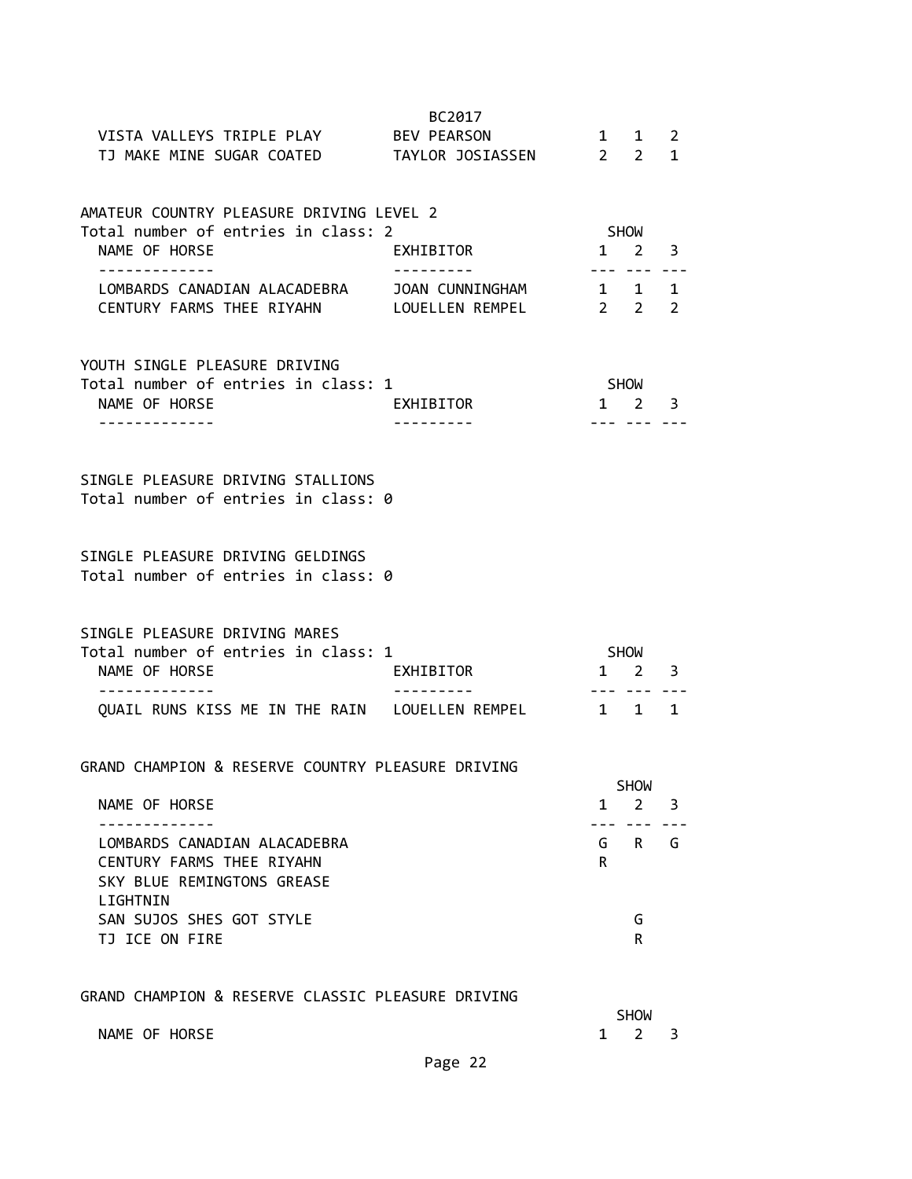| NAME OF HORSE | EXHIBITOR | SHOW 1 | 2 | 3 |
|---|---|---|---|---|
| VISTA VALLEYS TRIPLE PLAY | BEV PEARSON | 1 | 1 | 2 |
| TJ MAKE MINE SUGAR COATED | TAYLOR JOSIASSEN | 2 | 2 | 1 |

## AMATEUR COUNTRY PLEASURE DRIVING LEVEL 2

Total number of entries in class: 2

| NAME OF HORSE | EXHIBITOR | SHOW 1 | 2 | 3 |
|---|---|---|---|---|
| LOMBARDS CANADIAN ALACADEBRA | JOAN CUNNINGHAM | 1 | 1 | 1 |
| CENTURY FARMS THEE RIYAHN | LOUELLEN REMPEL | 2 | 2 | 2 |

## YOUTH SINGLE PLEASURE DRIVING

Total number of entries in class: 1

| NAME OF HORSE | EXHIBITOR | SHOW 1 | 2 | 3 |
|---|---|---|---|---|

## SINGLE PLEASURE DRIVING STALLIONS

Total number of entries in class: 0

## SINGLE PLEASURE DRIVING GELDINGS

Total number of entries in class: 0

## SINGLE PLEASURE DRIVING MARES

Total number of entries in class: 1

| NAME OF HORSE | EXHIBITOR | SHOW 1 | 2 | 3 |
|---|---|---|---|---|
| QUAIL RUNS KISS ME IN THE RAIN | LOUELLEN REMPEL | 1 | 1 | 1 |

## GRAND CHAMPION & RESERVE COUNTRY PLEASURE DRIVING

| NAME OF HORSE | SHOW 1 | 2 | 3 |
|---|---|---|---|
| LOMBARDS CANADIAN ALACADEBRA | G | R | G |
| CENTURY FARMS THEE RIYAHN | R | | |
| SKY BLUE REMINGTONS GREASE LIGHTNIN | | | |
| SAN SUJOS SHES GOT STYLE | | G | |
| TJ ICE ON FIRE | | R | |

## GRAND CHAMPION & RESERVE CLASSIC PLEASURE DRIVING

| NAME OF HORSE | SHOW 1 | 2 | 3 |
|---|---|---|---|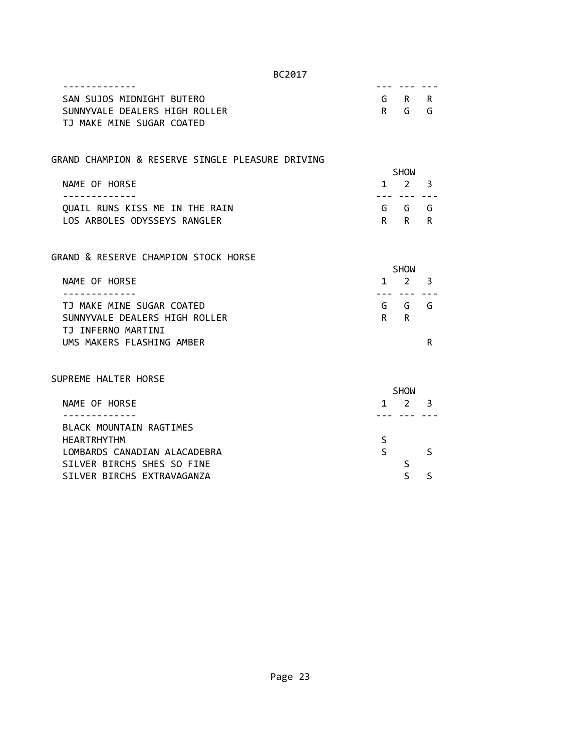| NAME OF HORSE | 1 | 2 | 3 |
|---|---|---|---|
| SAN SUJOS MIDNIGHT BUTERO | G | R | R |
| SUNNYVALE DEALERS HIGH ROLLER | R | G | G |
| TJ MAKE MINE SUGAR COATED | | | |

GRAND CHAMPION & RESERVE SINGLE PLEASURE DRIVING

| NAME OF HORSE | SHOW 1 | SHOW 2 | SHOW 3 |
|---|---|---|---|
| QUAIL RUNS KISS ME IN THE RAIN | G | G | G |
| LOS ARBOLES ODYSSEYS RANGLER | R | R | R |

GRAND & RESERVE CHAMPION STOCK HORSE

| NAME OF HORSE | SHOW 1 | SHOW 2 | SHOW 3 |
|---|---|---|---|
| TJ MAKE MINE SUGAR COATED | G | G | G |
| SUNNYVALE DEALERS HIGH ROLLER | R | R | |
| TJ INFERNO MARTINI | | | |
| UMS MAKERS FLASHING AMBER | | | R |

SUPREME HALTER HORSE

| NAME OF HORSE | SHOW 1 | SHOW 2 | SHOW 3 |
|---|---|---|---|
| BLACK MOUNTAIN RAGTIMES HEARTRHYTHM | S | | |
| LOMBARDS CANADIAN ALACADEBRA | S | | S |
| SILVER BIRCHS SHES SO FINE | | S | |
| SILVER BIRCHS EXTRAVAGANZA | | S | S |